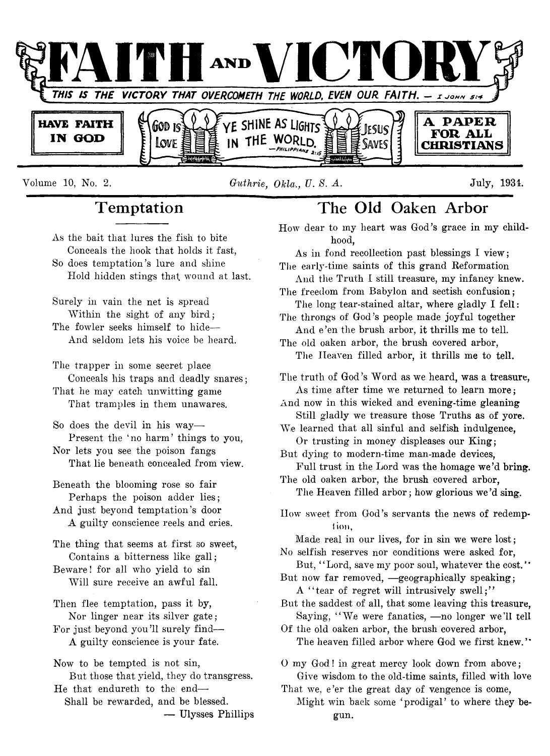# FAITH AND VICTORY

*THIS IS THE VICTORY THAT OVERCOMETH THE WORLD, EVEN OUR FAITH. — I JOHN 5:4*

**HAVE FAITH IN GOD**

GOD IS LOVE — YE SHINE AS LIGHTS IN THE WORLD. —PHILIPPIANS 2:15 — JESUS SAVES

**A PAPER FOR ALL CHRISTIANS**

Volume 10, No. 2. *Guthrie, Okla., U. S. A.* July, 1934.

## Temptation

As the bait that lures the fish to bite
Conceals the hook that holds it fast,
So does temptation's lure and shine
Hold hidden stings that wound at last.

Surely in vain the net is spread
Within the sight of any bird;
The fowler seeks himself to hide—
And seldom lets his voice be heard.

The trapper in some secret place
Conceals his traps and deadly snares;
That he may catch unwitting game
That tramples in them unawares.

So does the devil in his way—
Present the 'no harm' things to you,
Nor lets you see the poison fangs
That lie beneath concealed from view.

Beneath the blooming rose so fair
Perhaps the poison adder lies;
And just beyond temptation's door
A guilty conscience reels and cries.

The thing that seems at first so sweet,
Contains a bitterness like gall;
Beware! for all who yield to sin
Will sure receive an awful fall.

Then flee temptation, pass it by,
Nor linger near its silver gate;
For just beyond you'll surely find—
A guilty conscience is your fate.

Now to be tempted is not sin,
But those that yield, they do transgress.
He that endureth to the end—
Shall be rewarded, and be blessed.

— Ulysses Phillips

## The Old Oaken Arbor

How dear to my heart was God's grace in my childhood,
As in fond recollection past blessings I view;
The early-time saints of this grand Reformation
And the Truth I still treasure, my infancy knew.
The freedom from Babylon and sectish confusion;
The long tear-stained altar, where gladly I fell:
The throngs of God's people made joyful together
And e'en the brush arbor, it thrills me to tell.
The old oaken arbor, the brush covered arbor,
The Heaven filled arbor, it thrills me to tell.

The truth of God's Word as we heard, was a treasure,
As time after time we returned to learn more;
And now in this wicked and evening-time gleaning
Still gladly we treasure those Truths as of yore.
We learned that all sinful and selfish indulgence,
Or trusting in money displeases our King;
But dying to modern-time man-made devices,
Full trust in the Lord was the homage we'd bring.
The old oaken arbor, the brush covered arbor,
The Heaven filled arbor; how glorious we'd sing.

How sweet from God's servants the news of redemption,
Made real in our lives, for in sin we were lost;
No selfish reserves nor conditions were asked for,
But, "Lord, save my poor soul, whatever the cost."
But now far removed, —geographically speaking;
A "tear of regret will intrusively swell;"
But the saddest of all, that some leaving this treasure,
Saying, "We were fanatics, —no longer we'll tell
Of the old oaken arbor, the brush covered arbor,
The heaven filled arbor where God we first knew."

O my God! in great mercy look down from above;
Give wisdom to the old-time saints, filled with love
That we, e'er the great day of vengence is come,
Might win back some 'prodigal' to where they begun.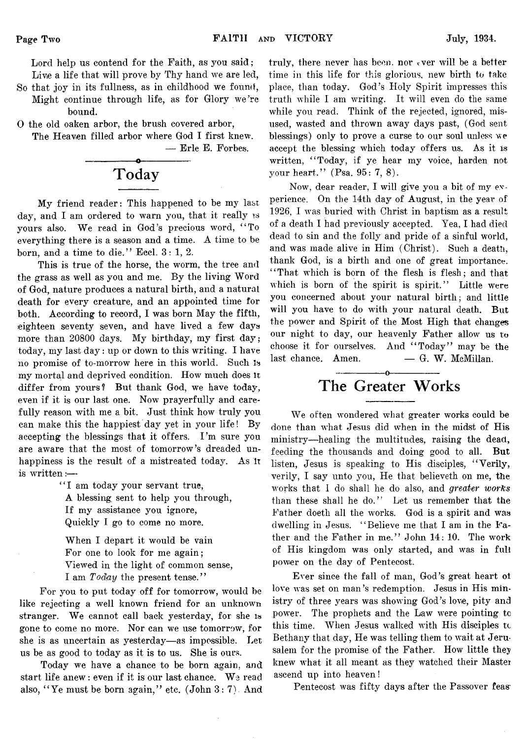Lord help us contend for the Faith, as you said;
Live a life that will prove by Thy hand we are led,
So that joy in its fullness, as in childhood we found,
Might continue through life, as for Glory we're bound.

O the old oaken arbor, the brush covered arbor,
The Heaven filled arbor where God I first knew.

— Erle E. Forbes.

## Today

My friend reader: This happened to be my last day, and I am ordered to warn you, that it really is yours also. We read in God's precious word, "To everything there is a season and a time. A time to be born, and a time to die." Eccl. 3: 1, 2.

This is true of the horse, the worm, the tree and the grass as well as you and me. By the living Word of God, nature produces a natural birth, and a natural death for every creature, and an appointed time for both. According to record, I was born May the fifth, eighteen seventy seven, and have lived a few days more than 20800 days. My birthday, my first day; today, my last day: up or down to this writing. I have no promise of to-morrow here in this world. Such is my mortal and deprived condition. How much does it differ from yours? But thank God, we have today, even if it is our last one. Now prayerfully and carefully reason with me a bit. Just think how truly you can make this the happiest day yet in your life! By accepting the blessings that it offers. I'm sure you are aware that the most of tomorrow's dreaded unhappiness is the result of a mistreated today. As it is written:—

"I am today your servant true,
A blessing sent to help you through,
If my assistance you ignore,
Quickly I go to come no more.

When I depart it would be vain
For one to look for me again;
Viewed in the light of common sense,
I am *Today* the present tense."

For you to put today off for tomorrow, would be like rejecting a well known friend for an unknown stranger. We cannot call back yesterday, for she is gone to come no more. Nor can we use tomorrow, for she is as uncertain as yesterday—as impossible. Let us be as good to today as it is to us. She is ours.

Today we have a chance to be born again, and start life anew: even if it is our last chance. We read also, "Ye must be born again," etc. (John 3: 7). And truly, there never has been, nor ever will be a better time in this life for this glorious, new birth to take place, than today. God's Holy Spirit impresses this truth while I am writing. It will even do the same while you read. Think of the rejected, ignored, misused, wasted and thrown away days past, (God sent blessings) only to prove a curse to our soul unless we accept the blessing which today offers us. As it is written, "Today, if ye hear my voice, harden not your heart." (Psa. 95: 7, 8).

Now, dear reader, I will give you a bit of my experience. On the 14th day of August, in the year of 1926, I was buried with Christ in baptism as a result of a death I had previously accepted. Yea, I had died dead to sin and the folly and pride of a sinful world, and was made alive in Him (Christ). Such a death, thank God, is a birth and one of great importance. "That which is born of the flesh is flesh; and that which is born of the spirit is spirit." Little were you concerned about your natural birth; and little will you have to do with your natural death. But the power and Spirit of the Most High that changes our night to day, our heavenly Father allow us to choose it for ourselves. And "Today" may be the last chance. Amen.

— G. W. McMillan.

## The Greater Works

We often wondered what greater works could be done than what Jesus did when in the midst of His ministry—healing the multitudes, raising the dead, feeding the thousands and doing good to all. But listen, Jesus is speaking to His disciples, "Verily, verily, I say unto you, He that believeth on me, the works that I do shall he do also, and *greater works* than these shall he do." Let us remember that the Father doeth all the works. God is a spirit and was dwelling in Jesus. "Believe me that I am in the Father and the Father in me." John 14: 10. The work of His kingdom was only started, and was in full power on the day of Pentecost.

Ever since the fall of man, God's great heart of love was set on man's redemption. Jesus in His ministry of three years was showing God's love, pity and power. The prophets and the Law were pointing to this time. When Jesus walked with His disciples to Bethany that day, He was telling them to wait at Jerusalem for the promise of the Father. How little they knew what it all meant as they watched their Master ascend up into heaven!

Pentecost was fifty days after the Passover feast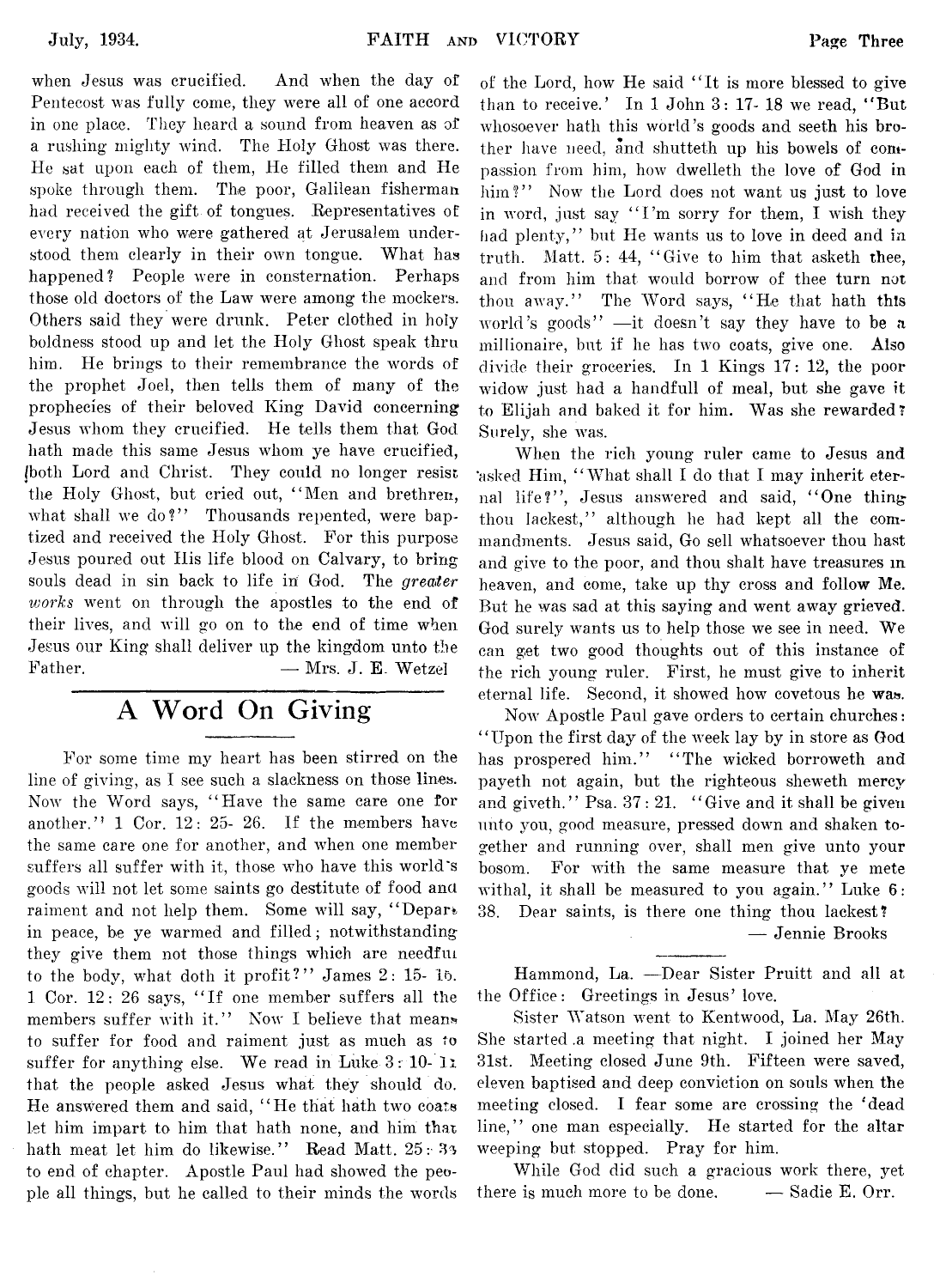when Jesus was crucified. And when the day of Pentecost was fully come, they were all of one accord in one place. They heard a sound from heaven as of a rushing mighty wind. The Holy Ghost was there. He sat upon each of them, He filled them and He spoke through them. The poor, Galilean fisherman had received the gift of tongues. Representatives of every nation who were gathered at Jerusalem understood them clearly in their own tongue. What has happened? People were in consternation. Perhaps those old doctors of the Law were among the mockers. Others said they were drunk. Peter clothed in holy boldness stood up and let the Holy Ghost speak thru him. He brings to their remembrance the words of the prophet Joel, then tells them of many of the prophecies of their beloved King David concerning Jesus whom they crucified. He tells them that God hath made this same Jesus whom ye have crucified, both Lord and Christ. They could no longer resist the Holy Ghost, but cried out, "Men and brethren, what shall we do?" Thousands repented, were baptized and received the Holy Ghost. For this purpose Jesus poured out His life blood on Calvary, to bring souls dead in sin back to life in God. The *greater works* went on through the apostles to the end of their lives, and will go on to the end of time when Jesus our King shall deliver up the kingdom unto the Father. — Mrs. J. E. Wetzel

## A Word On Giving

For some time my heart has been stirred on the line of giving, as I see such a slackness on those lines. Now the Word says, "Have the same care one for another." 1 Cor. 12: 25- 26. If the members have the same care one for another, and when one member suffers all suffer with it, those who have this world's goods will not let some saints go destitute of food and raiment and not help them. Some will say, "Depart in peace, be ye warmed and filled; notwithstanding they give them not those things which are needful to the body, what doth it profit?" James 2: 15- 16. 1 Cor. 12: 26 says, "If one member suffers all the members suffer with it." Now I believe that means to suffer for food and raiment just as much as to suffer for anything else. We read in Luke 3: 10- 11 that the people asked Jesus what they should do. He answered them and said, "He that hath two coats let him impart to him that hath none, and him that hath meat let him do likewise." Read Matt. 25: 31 to end of chapter. Apostle Paul had showed the people all things, but he called to their minds the words of the Lord, how He said "It is more blessed to give than to receive.' In 1 John 3: 17- 18 we read, "But whosoever hath this world's goods and seeth his brother have need, and shutteth up his bowels of compassion from him, how dwelleth the love of God in him?" Now the Lord does not want us just to love in word, just say "I'm sorry for them, I wish they had plenty," but He wants us to love in deed and in truth. Matt. 5: 44, "Give to him that asketh thee, and from him that would borrow of thee turn not thou away." The Word says, "He that hath this world's goods" —it doesn't say they have to be a millionaire, but if he has two coats, give one. Also divide their groceries. In 1 Kings 17: 12, the poor widow just had a handfull of meal, but she gave it to Elijah and baked it for him. Was she rewarded? Surely, she was.

When the rich young ruler came to Jesus and asked Him, "What shall I do that I may inherit eternal life?", Jesus answered and said, "One thing thou lackest," although he had kept all the commandments. Jesus said, Go sell whatsoever thou hast and give to the poor, and thou shalt have treasures in heaven, and come, take up thy cross and follow Me. But he was sad at this saying and went away grieved. God surely wants us to help those we see in need. We can get two good thoughts out of this instance of the rich young ruler. First, he must give to inherit eternal life. Second, it showed how covetous he was.

Now Apostle Paul gave orders to certain churches: "Upon the first day of the week lay by in store as God has prospered him." "The wicked borroweth and payeth not again, but the righteous sheweth mercy and giveth." Psa. 37: 21. "Give and it shall be given unto you, good measure, pressed down and shaken together and running over, shall men give unto your bosom. For with the same measure that ye mete withal, it shall be measured to you again." Luke 6: 38. Dear saints, is there one thing thou lackest?

— Jennie Brooks

---

Hammond, La. —Dear Sister Pruitt and all at the Office: Greetings in Jesus' love.

Sister Watson went to Kentwood, La. May 26th. She started a meeting that night. I joined her May 31st. Meeting closed June 9th. Fifteen were saved, eleven baptised and deep conviction on souls when the meeting closed. I fear some are crossing the 'dead line," one man especially. He started for the altar weeping but stopped. Pray for him.

While God did such a gracious work there, yet there is much more to be done. — Sadie E. Orr.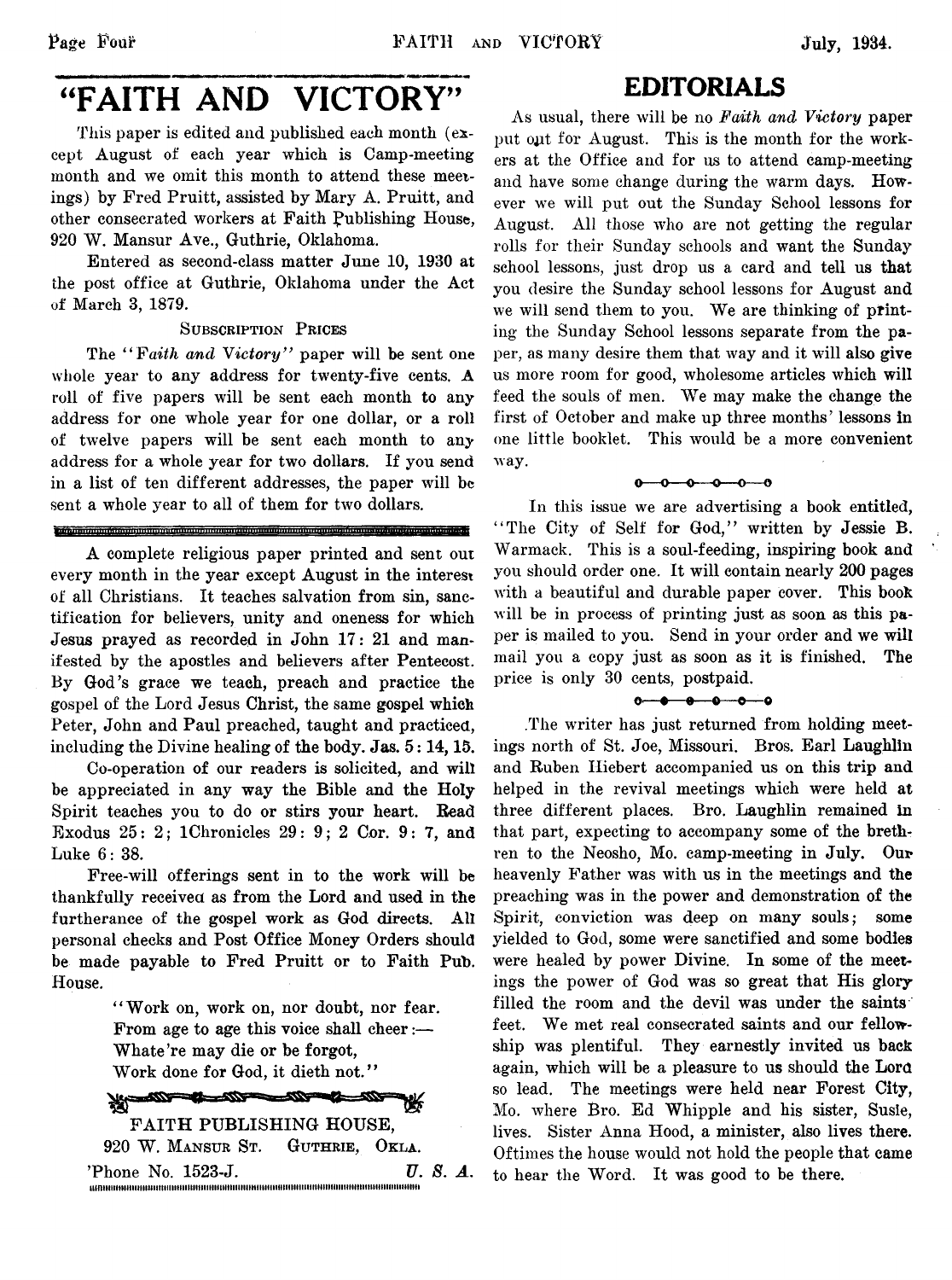# "FAITH AND VICTORY"

This paper is edited and published each month (except August of each year which is Camp-meeting month and we omit this month to attend these meetings) by Fred Pruitt, assisted by Mary A. Pruitt, and other consecrated workers at Faith Publishing House, 920 W. Mansur Ave., Guthrie, Oklahoma.

Entered as second-class matter June 10, 1930 at the post office at Guthrie, Oklahoma under the Act of March 3, 1879.

SUBSCRIPTION PRICES

The "*Faith and Victory*" paper will be sent one whole year to any address for twenty-five cents. A roll of five papers will be sent each month to any address for one whole year for one dollar, or a roll of twelve papers will be sent each month to any address for a whole year for two dollars. If you send in a list of ten different addresses, the paper will be sent a whole year to all of them for two dollars.

---

A complete religious paper printed and sent out every month in the year except August in the interest of all Christians. It teaches salvation from sin, sanctification for believers, unity and oneness for which Jesus prayed as recorded in John 17: 21 and manifested by the apostles and believers after Pentecost. By God's grace we teach, preach and practice the gospel of the Lord Jesus Christ, the same gospel which Peter, John and Paul preached, taught and practiced, including the Divine healing of the body. Jas. 5: 14, 15.

Co-operation of our readers is solicited, and will be appreciated in any way the Bible and the Holy Spirit teaches you to do or stirs your heart. Read Exodus 25: 2; 1Chronicles 29: 9; 2 Cor. 9: 7, and Luke 6: 38.

Free-will offerings sent in to the work will be thankfully received as from the Lord and used in the furtherance of the gospel work as God directs. All personal checks and Post Office Money Orders should be made payable to Fred Pruitt or to Faith Pub. House.

> "Work on, work on, nor doubt, nor fear.
> From age to age this voice shall cheer:—
> Whate're may die or be forgot,
> Work done for God, it dieth not."

FAITH PUBLISHING HOUSE,
920 W. MANSUR ST. GUTHRIE, OKLA.
'Phone No. 1523-J. *U. S. A.*

# EDITORIALS

As usual, there will be no *Faith and Victory* paper put out for August. This is the month for the workers at the Office and for us to attend camp-meeting and have some change during the warm days. However we will put out the Sunday School lessons for August. All those who are not getting the regular rolls for their Sunday schools and want the Sunday school lessons, just drop us a card and tell us that you desire the Sunday school lessons for August and we will send them to you. We are thinking of printing the Sunday School lessons separate from the paper, as many desire them that way and it will also give us more room for good, wholesome articles which will feed the souls of men. We may make the change the first of October and make up three months' lessons in one little booklet. This would be a more convenient way.

o—o—o—o—o—o

In this issue we are advertising a book entitled, "The City of Self for God," written by Jessie B. Warmack. This is a soul-feeding, inspiring book and you should order one. It will contain nearly 200 pages with a beautiful and durable paper cover. This book will be in process of printing just as soon as this paper is mailed to you. Send in your order and we will mail you a copy just as soon as it is finished. The price is only 30 cents, postpaid.

o—o—o—o—o—o

The writer has just returned from holding meetings north of St. Joe, Missouri. Bros. Earl Laughlin and Ruben Hiebert accompanied us on this trip and helped in the revival meetings which were held at three different places. Bro. Laughlin remained in that part, expecting to accompany some of the brethren to the Neosho, Mo. camp-meeting in July. Our heavenly Father was with us in the meetings and the preaching was in the power and demonstration of the Spirit, conviction was deep on many souls; some yielded to God, some were sanctified and some bodies were healed by power Divine. In some of the meetings the power of God was so great that His glory filled the room and the devil was under the saints' feet. We met real consecrated saints and our fellowship was plentiful. They earnestly invited us back again, which will be a pleasure to us should the Lord so lead. The meetings were held near Forest City, Mo. where Bro. Ed Whipple and his sister, Susie, lives. Sister Anna Hood, a minister, also lives there. Oftimes the house would not hold the people that came to hear the Word. It was good to be there.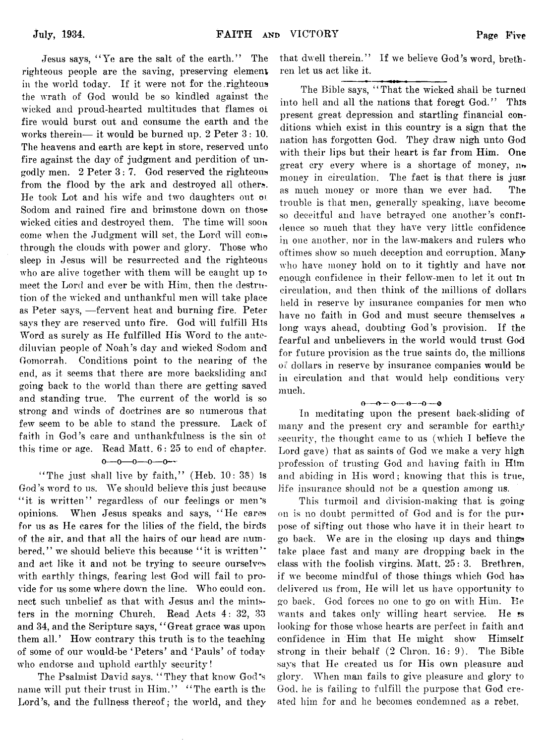Jesus says, "Ye are the salt of the earth." The righteous people are the saving, preserving element in the world today. If it were not for the righteous the wrath of God would be so kindled against the wicked and proud-hearted multitudes that flames of fire would burst out and consume the earth and the works therein— it would be burned up. 2 Peter 3: 10. The heavens and earth are kept in store, reserved unto fire against the day of judgment and perdition of ungodly men. 2 Peter 3: 7. God reserved the righteous from the flood by the ark and destroyed all others. He took Lot and his wife and two daughters out of Sodom and rained fire and brimstone down on those wicked cities and destroyed them. The time will soon come when the Judgment will set, the Lord will come through the clouds with power and glory. Those who sleep in Jesus will be resurrected and the righteous who are alive together with them will be caught up to meet the Lord and ever be with Him, then the destrution of the wicked and unthankful men will take place as Peter says, —fervent heat and burning fire. Peter says they are reserved unto fire. God will fulfill His Word as surely as He fulfilled His Word to the antediluvian people of Noah's day and wicked Sodom and Gomorrah. Conditions point to the nearing of the end, as it seems that there are more backsliding and going back to the world than there are getting saved and standing true. The current of the world is so strong and winds of doctrines are so numerous that few seem to be able to stand the pressure. Lack of faith in God's care and unthankfulness is the sin of this time or age. Read Matt. 6: 25 to end of chapter.

o—o—o—o—o—

"The just shall live by faith," (Heb. 10: 38) is God's word to us. We should believe this just because "it is written" regardless of our feelings or men's opinions. When Jesus speaks and says, "He cares for us as He cares for the lilies of the field, the birds of the air, and that all the hairs of our head are numbered," we should believe this because "it is written" and act like it and not be trying to secure ourselves with earthly things, fearing lest God will fail to provide for us some where down the line. Who could connect such unbelief as that with Jesus and the ministers in the morning Church. Read Acts 4: 32, 33 and 34, and the Scripture says, "Great grace was upon them all.' How contrary this truth is to the teaching of some of our would-be 'Peters' and 'Pauls' of today who endorse and uphold earthly security!

The Psalmist David says, "They that know God's name will put their trust in Him." "The earth is the Lord's, and the fullness thereof; the world, and they that dwell therein." If we believe God's word, brethren let us act like it.

---

The Bible says, "That the wicked shall be turned into hell and all the nations that foregt God." This present great depression and startling financial conditions which exist in this country is a sign that the nation has forgotten God. They draw nigh unto God with their lips but their heart is far from Him. One great cry every where is a shortage of money, no money in circulation. The fact is that there is just as much money or more than we ever had. The trouble is that men, generally speaking, have become so deceitful and have betrayed one another's confidence so much that they have very little confidence in one another, nor in the law-makers and rulers who oftimes show so much deception and corruption. Many who have money hold on to it tightly and have not enough confidence in their fellow-men to let it out in circulation, and then think of the millions of dollars held in reserve by insurance companies for men who have no faith in God and must secure themselves a long ways ahead, doubting God's provision. If the fearful and unbelievers in the world would trust God for future provision as the true saints do, the millions of dollars in reserve by insurance companies would be in circulation and that would help conditions very much.

o—o—o—o—o—o

In meditating upon the present back-sliding of many and the present cry and scramble for earthly security, the thought came to us (which I believe the Lord gave) that as saints of God we make a very high profession of trusting God and having faith in Him and abiding in His word; knowing that this is true, life insurance should not be a question among us.

This turmoil and division-making that is going on is no doubt permitted of God and is for the purpose of sifting out those who have it in their heart to go back. We are in the closing up days and things take place fast and many are dropping back in the class with the foolish virgins. Matt. 25: 3. Brethren, if we become mindful of those things which God has delivered us from, He will let us have opportunity to go back. God forces no one to go on with Him. He wants and takes only willing heart service. He is looking for those whose hearts are perfect in faith and confidence in Him that He might show Himself strong in their behalf (2 Chron. 16: 9). The Bible says that He created us for His own pleasure and glory. When man fails to give pleasure and glory to God, he is failing to fulfill the purpose that God created him for and he becomes condemned as a rebel,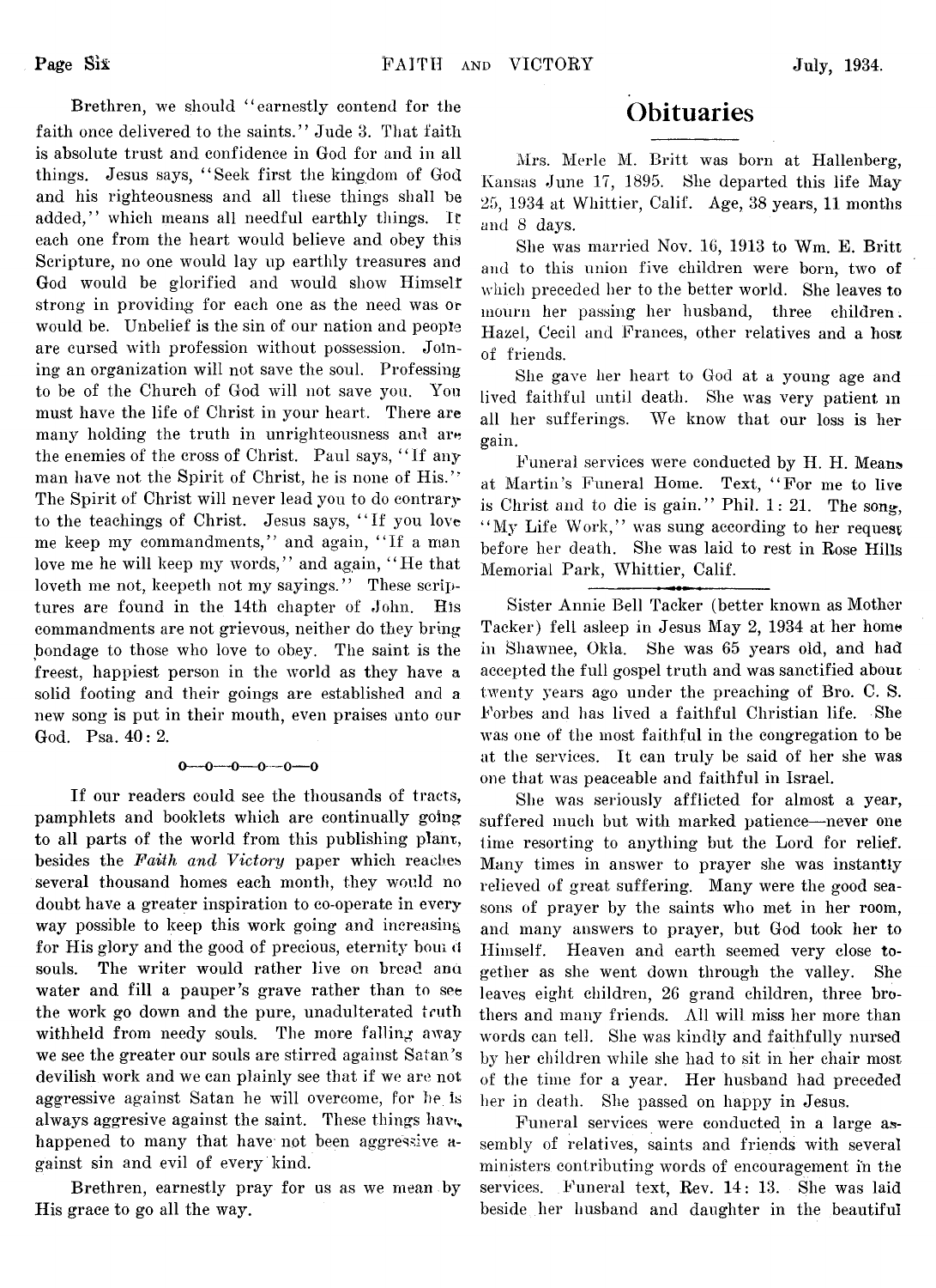Brethren, we should "earnestly contend for the faith once delivered to the saints." Jude 3. That faith is absolute trust and confidence in God for and in all things. Jesus says, "Seek first the kingdom of God and his righteousness and all these things shall be added," which means all needful earthly things. If each one from the heart would believe and obey this Scripture, no one would lay up earthly treasures and God would be glorified and would show Himself strong in providing for each one as the need was or would be. Unbelief is the sin of our nation and people are cursed with profession without possession. Joining an organization will not save the soul. Professing to be of the Church of God will not save you. You must have the life of Christ in your heart. There are many holding the truth in unrighteousness and are the enemies of the cross of Christ. Paul says, "If any man have not the Spirit of Christ, he is none of His." The Spirit of Christ will never lead you to do contrary to the teachings of Christ. Jesus says, "If you love me keep my commandments," and again, "If a man love me he will keep my words," and again, "He that loveth me not, keepeth not my sayings." These scriptures are found in the 14th chapter of John. His commandments are not grievous, neither do they bring bondage to those who love to obey. The saint is the freest, happiest person in the world as they have a solid footing and their goings are established and a new song is put in their mouth, even praises unto our God. Psa. 40: 2.

o—o—o—o—o—o

If our readers could see the thousands of tracts, pamphlets and booklets which are continually going to all parts of the world from this publishing plant, besides the *Faith and Victory* paper which reaches several thousand homes each month, they would no doubt have a greater inspiration to co-operate in every way possible to keep this work going and increasing for His glory and the good of precious, eternity bound souls. The writer would rather live on bread and water and fill a pauper's grave rather than to see the work go down and the pure, unadulterated truth withheld from needy souls. The more falling away we see the greater our souls are stirred against Satan's devilish work and we can plainly see that if we are not aggressive against Satan he will overcome, for he is always aggresive against the saint. These things have happened to many that have not been aggressive against sin and evil of every kind.

Brethren, earnestly pray for us as we mean by His grace to go all the way.

# Obituaries

Mrs. Merle M. Britt was born at Hallenberg, Kansas June 17, 1895. She departed this life May 25, 1934 at Whittier, Calif. Age, 38 years, 11 months and 8 days.

She was married Nov. 16, 1913 to Wm. E. Britt and to this union five children were born, two of which preceded her to the better world. She leaves to mourn her passing her husband, three children. Hazel, Cecil and Frances, other relatives and a host of friends.

She gave her heart to God at a young age and lived faithful until death. She was very patient in all her sufferings. We know that our loss is her gain.

Funeral services were conducted by H. H. Means at Martin's Funeral Home. Text, "For me to live is Christ and to die is gain." Phil. 1: 21. The song, "My Life Work," was sung according to her request before her death. She was laid to rest in Rose Hills Memorial Park, Whittier, Calif.

---

Sister Annie Bell Tacker (better known as Mother Tacker) fell asleep in Jesus May 2, 1934 at her home in Shawnee, Okla. She was 65 years old, and had accepted the full gospel truth and was sanctified about twenty years ago under the preaching of Bro. C. S. Forbes and has lived a faithful Christian life. She was one of the most faithful in the congregation to be at the services. It can truly be said of her she was one that was peaceable and faithful in Israel.

She was seriously afflicted for almost a year, suffered much but with marked patience—never one time resorting to anything but the Lord for relief. Many times in answer to prayer she was instantly relieved of great suffering. Many were the good seasons of prayer by the saints who met in her room, and many answers to prayer, but God took her to Himself. Heaven and earth seemed very close together as she went down through the valley. She leaves eight children, 26 grand children, three brothers and many friends. All will miss her more than words can tell. She was kindly and faithfully nursed by her children while she had to sit in her chair most of the time for a year. Her husband had preceded her in death. She passed on happy in Jesus.

Funeral services were conducted in a large assembly of relatives, saints and friends with several ministers contributing words of encouragement in the services. Funeral text, Rev. 14: 13. She was laid beside her husband and daughter in the beautiful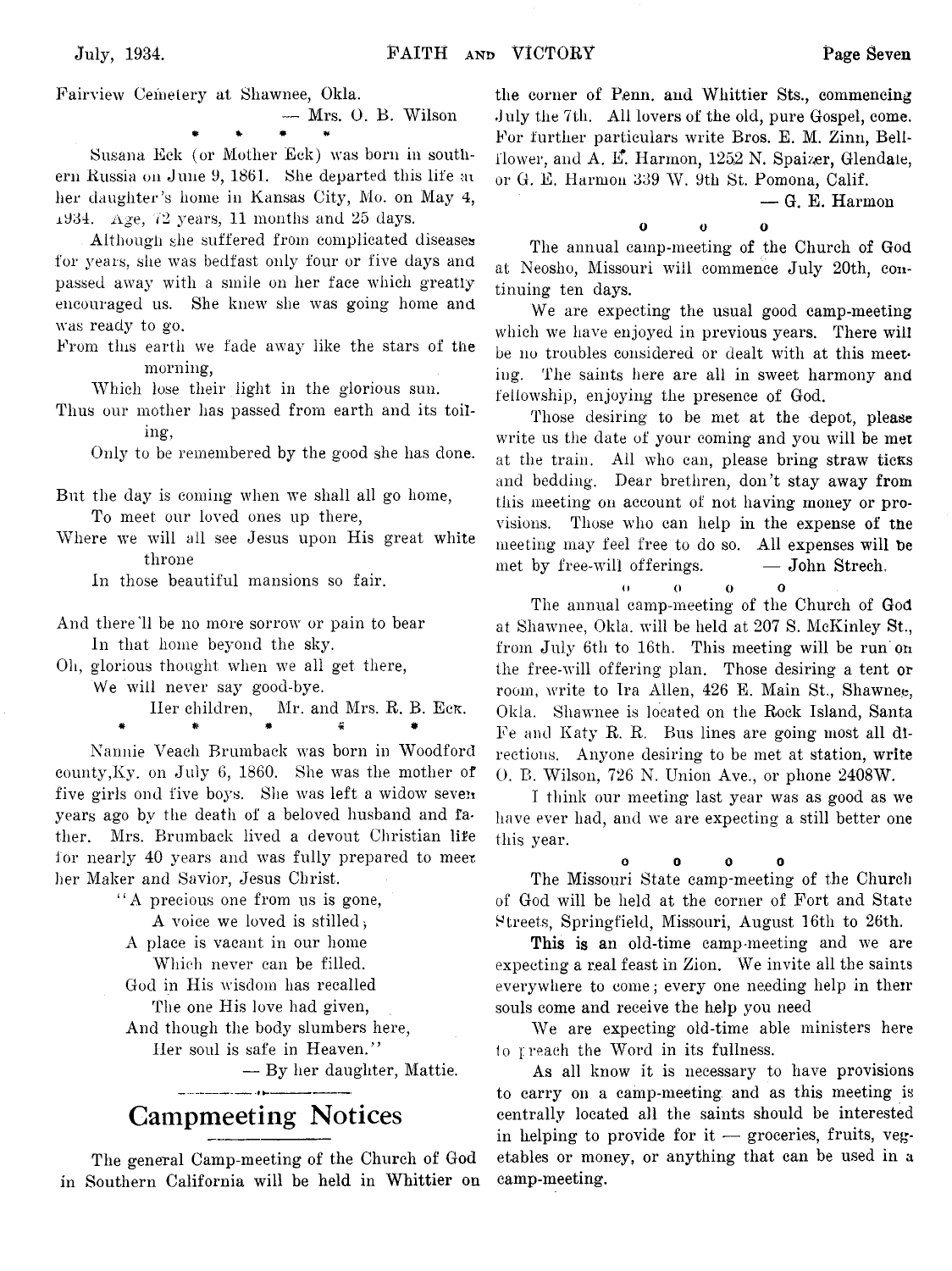Fairview Cemetery at Shawnee, Okla.

— Mrs. O. B. Wilson

\* \* \* \*

Susana Eck (or Mother Eck) was born in southern Russia on June 9, 1861. She departed this life at her daughter's home in Kansas City, Mo. on May 4, 1934. Age, 72 years, 11 months and 25 days.

Although she suffered from complicated diseases for years, she was bedfast only four or five days and passed away with a smile on her face which greatly encouraged us. She knew she was going home and was ready to go.

From this earth we fade away like the stars of the morning,
Which lose their light in the glorious sun.
Thus our mother has passed from earth and its toiling,
Only to be remembered by the good she has done.

But the day is coming when we shall all go home,
To meet our loved ones up there,
Where we will all see Jesus upon His great white throne
In those beautiful mansions so fair.

And there'll be no more sorrow or pain to bear
In that home beyond the sky.
Oh, glorious thought when we all get there,
We will never say good-bye.

Her children, Mr. and Mrs. R. B. Eck.

\* \* \* \* \*

Nannie Veach Brumback was born in Woodford county, Ky. on July 6, 1860. She was the mother of five girls ond five boys. She was left a widow seven years ago by the death of a beloved husband and father. Mrs. Brumback lived a devout Christian life for nearly 40 years and was fully prepared to meet her Maker and Savior, Jesus Christ.

"A precious one from us is gone,
A voice we loved is stilled;
A place is vacant in our home
Which never can be filled.
God in His wisdom has recalled
The one His love had given,
And though the body slumbers here,
Her soul is safe in Heaven."

— By her daughter, Mattie.

## Campmeeting Notices

The general Camp-meeting of the Church of God in Southern California will be held in Whittier on the corner of Penn. and Whittier Sts., commencing July the 7th. All lovers of the old, pure Gospel, come. For further particulars write Bros. E. M. Zinn, Bellflower, and A. E. Harmon, 1252 N. Spaizer, Glendale, or G. E. Harmon 339 W. 9th St. Pomona, Calif.

— G. E. Harmon

o o o

The annual camp-meeting of the Church of God at Neosho, Missouri will commence July 20th, continuing ten days.

We are expecting the usual good camp-meeting which we have enjoyed in previous years. There will be no troubles considered or dealt with at this meeting. The saints here are all in sweet harmony and fellowship, enjoying the presence of God.

Those desiring to be met at the depot, please write us the date of your coming and you will be met at the train. All who can, please bring straw ticks and bedding. Dear brethren, don't stay away from this meeting on account of not having money or provisions. Those who can help in the expense of the meeting may feel free to do so. All expenses will be met by free-will offerings. — John Strech.

o o o o

The annual camp-meeting of the Church of God at Shawnee, Okla. will be held at 207 S. McKinley St., from July 6th to 16th. This meeting will be run on the free-will offering plan. Those desiring a tent or room, write to Ira Allen, 426 E. Main St., Shawnee, Okla. Shawnee is located on the Rock Island, Santa Fe and Katy R. R. Bus lines are going most all directions. Anyone desiring to be met at station, write O. B. Wilson, 726 N. Union Ave., or phone 2408W.

I think our meeting last year was as good as we have ever had, and we are expecting a still better one this year.

o o o o

The Missouri State camp-meeting of the Church of God will be held at the corner of Fort and State Streets, Springfield, Missouri, August 16th to 26th.

**This is** an old-time camp-meeting and we are expecting a real feast in Zion. We invite all the saints everywhere to come; every one needing help in their souls come and receive the help you need

We are expecting old-time able ministers here to preach the Word in its fullness.

As all know it is necessary to have provisions to carry on a camp-meeting and as this meeting is centrally located all the saints should be interested in helping to provide for it — groceries, fruits, vegetables or money, or anything that can be used in a camp-meeting.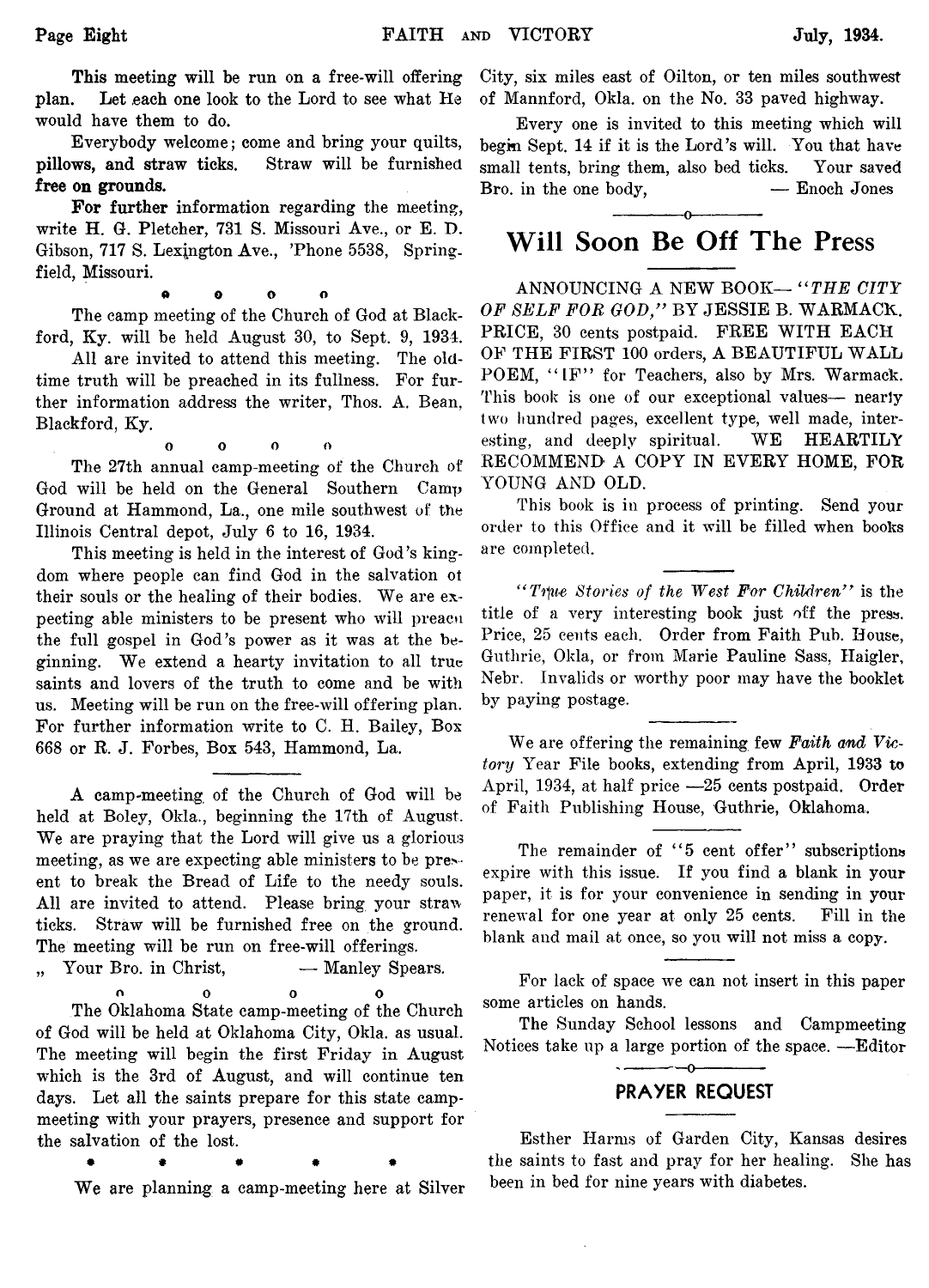This meeting will be run on a free-will offering plan. Let each one look to the Lord to see what He would have them to do.

Everybody welcome; come and bring your quilts, **pillows, and straw ticks.** Straw will be furnished **free on grounds.**

**For further** information regarding the meeting, write H. G. Pletcher, 731 S. Missouri Ave., or E. D. Gibson, 717 S. Lexington Ave., 'Phone 5538, Springfield, Missouri.

o o o o

The camp meeting of the Church of God at Blackford, Ky. will be held August 30, to Sept. 9, 1934.

All are invited to attend this meeting. The old-time truth will be preached in its fullness. For further information address the writer, Thos. A. Bean, Blackford, Ky.

o o o o

The 27th annual camp-meeting of the Church of God will be held on the General Southern Camp Ground at Hammond, La., one mile southwest of the Illinois Central depot, July 6 to 16, 1934.

This meeting is held in the interest of God's kingdom where people can find God in the salvation of their souls or the healing of their bodies. We are expecting able ministers to be present who will preach the full gospel in God's power as it was at the beginning. We extend a hearty invitation to all true saints and lovers of the truth to come and be with us. Meeting will be run on the free-will offering plan. For further information write to C. H. Bailey, Box 668 or R. J. Forbes, Box 543, Hammond, La.

A camp-meeting of the Church of God will be held at Boley, Okla., beginning the 17th of August. We are praying that the Lord will give us a glorious meeting, as we are expecting able ministers to be present to break the Bread of Life to the needy souls. All are invited to attend. Please bring your straw ticks. Straw will be furnished free on the ground. The meeting will be run on free-will offerings.

Your Bro. in Christ, — Manley Spears.

o o o o

The Oklahoma State camp-meeting of the Church of God will be held at Oklahoma City, Okla. as usual. The meeting will begin the first Friday in August which is the 3rd of August, and will continue ten days. Let all the saints prepare for this state camp-meeting with your prayers, presence and support for the salvation of the lost.

• • • • •

We are planning a camp-meeting here at Silver City, six miles east of Oilton, or ten miles southwest of Mannford, Okla. on the No. 33 paved highway.

Every one is invited to this meeting which will begin Sept. 14 if it is the Lord's will. You that have small tents, bring them, also bed ticks. Your saved Bro. in the one body, — Enoch Jones

## Will Soon Be Off The Press

ANNOUNCING A NEW BOOK— *"THE CITY OF SELF FOR GOD,"* BY JESSIE B. WARMACK. PRICE, 30 cents postpaid. FREE WITH EACH OF THE FIRST 100 orders, A BEAUTIFUL WALL POEM, "IF" for Teachers, also by Mrs. Warmack. This book is one of our exceptional values— nearly two hundred pages, excellent type, well made, interesting, and deeply spiritual. WE HEARTILY RECOMMEND A COPY IN EVERY HOME, FOR YOUNG AND OLD.

This book is in process of printing. Send your order to this Office and it will be filled when books are completed.

*"True Stories of the West For Children"* is the title of a very interesting book just off the press. Price, 25 cents each. Order from Faith Pub. House, Guthrie, Okla, or from Marie Pauline Sass, Haigler, Nebr. Invalids or worthy poor may have the booklet by paying postage.

We are offering the remaining few ***Faith and Victory*** Year File books, extending from April, 1933 to April, 1934, at half price —25 cents postpaid. Order of Faith Publishing House, Guthrie, Oklahoma.

The remainder of "5 cent offer" subscriptions expire with this issue. If you find a blank in your paper, it is for your convenience in sending in your renewal for one year at only 25 cents. Fill in the blank and mail at once, so you will not miss a copy.

For lack of space we can not insert in this paper some articles on hands.

The Sunday School lessons and Campmeeting Notices take up a large portion of the space. —Editor

### PRAYER REQUEST

Esther Harms of Garden City, Kansas desires the saints to fast and pray for her healing. She has been in bed for nine years with diabetes.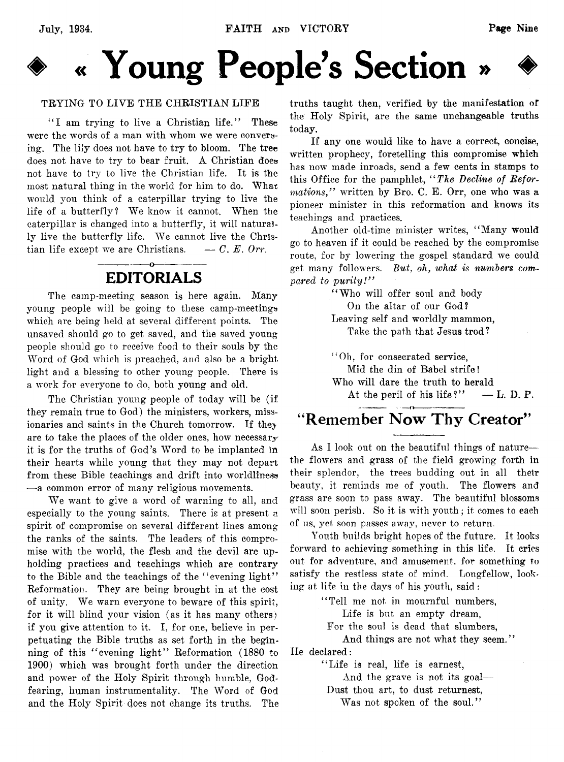# « Young People's Section »

### TRYING TO LIVE THE CHRISTIAN LIFE

"I am trying to live a Christian life." These were the words of a man with whom we were conversing. The lily does not have to try to bloom. The tree does not have to try to bear fruit. A Christian does not have to try to live the Christian life. It is the most natural thing in the world for him to do. What would you think of a caterpillar trying to live the life of a butterfly? We know it cannot. When the caterpillar is changed into a butterfly, it will naturally live the butterfly life. We cannot live the Christian life except we are Christians. — *C. E. Orr.*

## EDITORIALS

The camp-meeting season is here again. Many young people will be going to these camp-meetings which are being held at several different points. The unsaved should go to get saved, and the saved young people should go to receive food to their souls by the Word of God which is preached, and also be a bright light and a blessing to other young people. There is a work for everyone to do, both young and old.

The Christian young people of today will be (if they remain true to God) the ministers, workers, missionaries and saints in the Church tomorrow. If they are to take the places of the older ones, how necessary it is for the truths of God's Word to be implanted in their hearts while young that they may not depart from these Bible teachings and drift into worldliness —a common error of many religious movements.

We want to give a word of warning to all, and especially to the young saints. There is at present a spirit of compromise on several different lines among the ranks of the saints. The leaders of this compromise with the world, the flesh and the devil are upholding practices and teachings which are contrary to the Bible and the teachings of the "evening light" Reformation. They are being brought in at the cost of unity. We warn everyone to beware of this spirit, for it will blind your vision (as it has many others) if you give attention to it. I, for one, believe in perpetuating the Bible truths as set forth in the beginning of this "evening light" Reformation (1880 to 1900) which was brought forth under the direction and power of the Holy Spirit through humble, God-fearing, human instrumentality. The Word of God and the Holy Spirit does not change its truths. The truths taught then, verified by the manifestation of the Holy Spirit, are the same unchangeable truths today.

If any one would like to have a correct, concise, written prophecy, foretelling this compromise which has now made inroads, send a few cents in stamps to this Office for the pamphlet, "*The Decline of Reformations,*" written by Bro. C. E. Orr, one who was a pioneer minister in this reformation and knows its teachings and practices.

Another old-time minister writes, "Many would go to heaven if it could be reached by the compromise route, for by lowering the gospel standard we could get many followers. *But, oh, what is numbers compared to purity!*"

"Who will offer soul and body  
On the altar of our God?  
Leaving self and worldly mammon,  
Take the path that Jesus trod?

"Oh, for consecrated service,  
Mid the din of Babel strife!  
Who will dare the truth to herald  
At the peril of his life?" — L. D. P.

## "Remember Now Thy Creator"

As I look out on the beautiful things of nature—the flowers and grass of the field growing forth in their splendor, the trees budding out in all their beauty, it reminds me of youth. The flowers and grass are soon to pass away. The beautiful blossoms will soon perish. So it is with youth; it comes to each of us, yet soon passes away, never to return.

Youth builds bright hopes of the future. It looks forward to achieving something in this life. It cries out for adventure, and amusement, for something to satisfy the restless state of mind. Longfellow, looking at life in the days of his youth, said:

"Tell me not in mournful numbers,  
Life is but an empty dream,  
For the soul is dead that slumbers,  
And things are not what they seem."

He declared:

"Life is real, life is earnest,  
And the grave is not its goal—  
Dust thou art, to dust returnest,  
Was not spoken of the soul."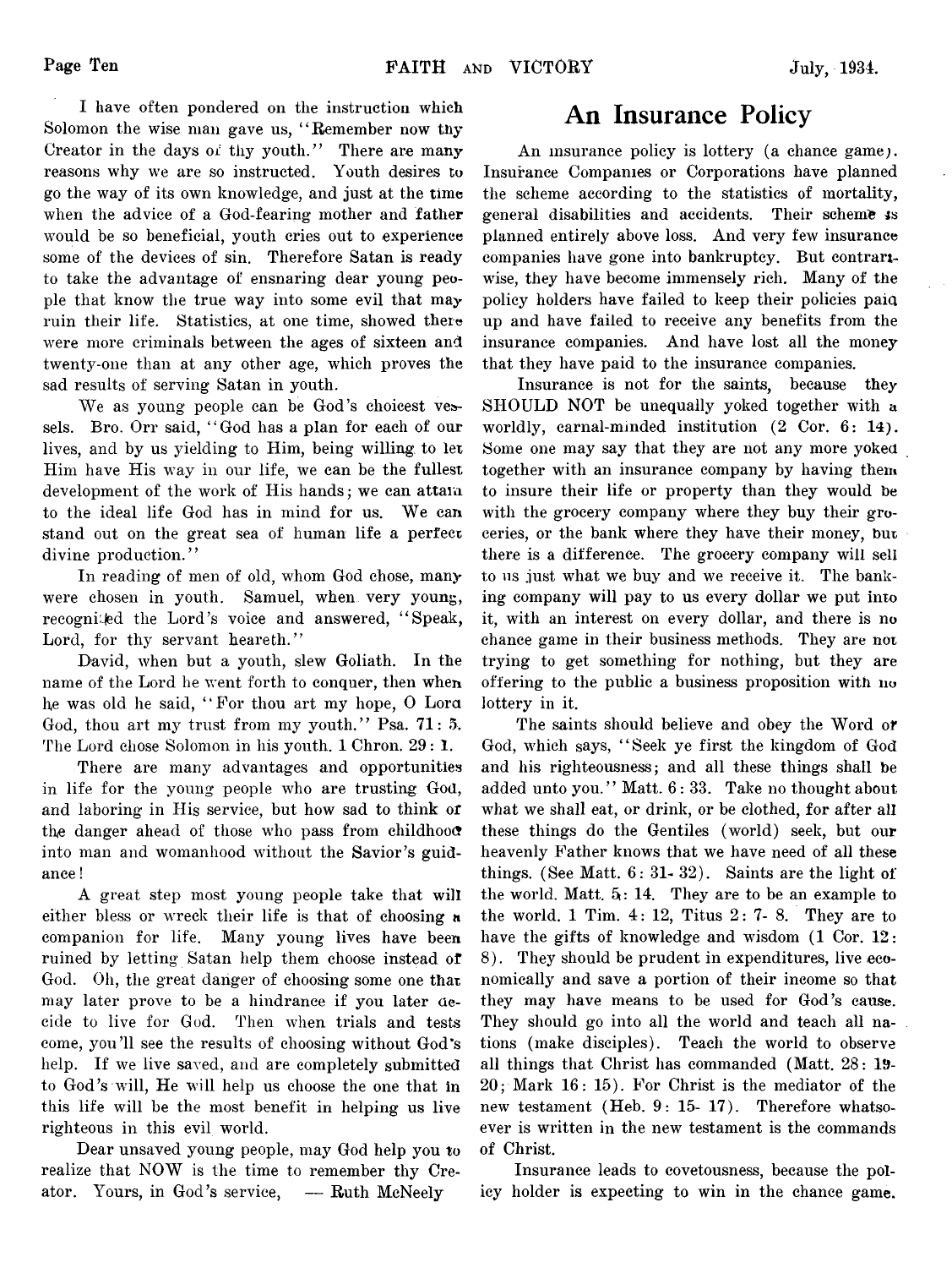I have often pondered on the instruction which Solomon the wise man gave us, "Remember now thy Creator in the days of thy youth." There are many reasons why we are so instructed. Youth desires to go the way of its own knowledge, and just at the time when the advice of a God-fearing mother and father would be so beneficial, youth cries out to experience some of the devices of sin. Therefore Satan is ready to take the advantage of ensnaring dear young people that know the true way into some evil that may ruin their life. Statistics, at one time, showed there were more criminals between the ages of sixteen and twenty-one than at any other age, which proves the sad results of serving Satan in youth.

We as young people can be God's choicest vessels. Bro. Orr said, "God has a plan for each of our lives, and by us yielding to Him, being willing to let Him have His way in our life, we can be the fullest development of the work of His hands; we can attain to the ideal life God has in mind for us. We can stand out on the great sea of human life a perfect divine production."

In reading of men of old, whom God chose, many were chosen in youth. Samuel, when very young, recognized the Lord's voice and answered, "Speak, Lord, for thy servant heareth."

David, when but a youth, slew Goliath. In the name of the Lord he went forth to conquer, then when he was old he said, "For thou art my hope, O Lord God, thou art my trust from my youth." Psa. 71: 5. The Lord chose Solomon in his youth. 1 Chron. 29: 1.

There are many advantages and opportunities in life for the young people who are trusting God, and laboring in His service, but how sad to think of the danger ahead of those who pass from childhood into man and womanhood without the Savior's guidance!

A great step most young people take that will either bless or wreck their life is that of choosing a companion for life. Many young lives have been ruined by letting Satan help them choose instead of God. Oh, the great danger of choosing some one that may later prove to be a hindrance if you later decide to live for God. Then when trials and tests come, you'll see the results of choosing without God's help. If we live saved, and are completely submitted to God's will, He will help us choose the one that in this life will be the most benefit in helping us live righteous in this evil world.

Dear unsaved young people, may God help you to realize that NOW is the time to remember thy Creator. Yours, in God's service, — Ruth McNeely

# An Insurance Policy

An insurance policy is lottery (a chance game). Insurance Companies or Corporations have planned the scheme according to the statistics of mortality, general disabilities and accidents. Their scheme is planned entirely above loss. And very few insurance companies have gone into bankruptcy. But contrariwise, they have become immensely rich. Many of the policy holders have failed to keep their policies paid up and have failed to receive any benefits from the insurance companies. And have lost all the money that they have paid to the insurance companies.

Insurance is not for the saints, because they SHOULD NOT be unequally yoked together with a worldly, carnal-minded institution (2 Cor. 6: 14). Some one may say that they are not any more yoked together with an insurance company by having them to insure their life or property than they would be with the grocery company where they buy their groceries, or the bank where they have their money, but there is a difference. The grocery company will sell to us just what we buy and we receive it. The banking company will pay to us every dollar we put into it, with an interest on every dollar, and there is no chance game in their business methods. They are not trying to get something for nothing, but they are offering to the public a business proposition with no lottery in it.

The saints should believe and obey the Word of God, which says, "Seek ye first the kingdom of God and his righteousness; and all these things shall be added unto you." Matt. 6: 33. Take no thought about what we shall eat, or drink, or be clothed, for after all these things do the Gentiles (world) seek, but our heavenly Father knows that we have need of all these things. (See Matt. 6: 31- 32). Saints are the light of the world. Matt. 5: 14. They are to be an example to the world. 1 Tim. 4: 12, Titus 2: 7- 8. They are to have the gifts of knowledge and wisdom (1 Cor. 12: 8). They should be prudent in expenditures, live economically and save a portion of their income so that they may have means to be used for God's cause. They should go into all the world and teach all nations (make disciples). Teach the world to observe all things that Christ has commanded (Matt. 28: 19-20; Mark 16: 15). For Christ is the mediator of the new testament (Heb. 9: 15- 17). Therefore whatsoever is written in the new testament is the commands of Christ.

Insurance leads to covetousness, because the policy holder is expecting to win in the chance game.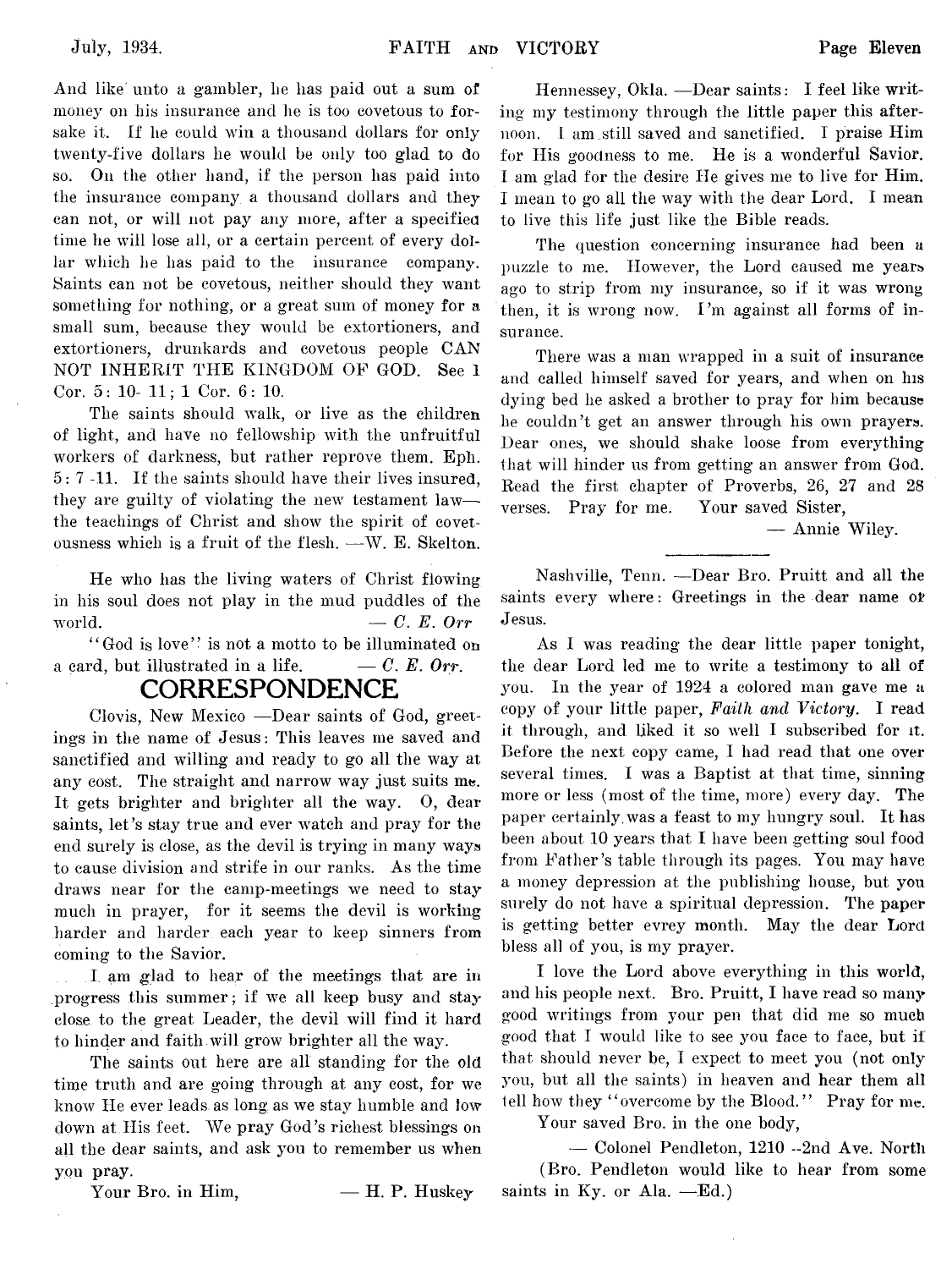And like unto a gambler, he has paid out a sum of money on his insurance and he is too covetous to forsake it. If he could win a thousand dollars for only twenty-five dollars he would be only too glad to do so. On the other hand, if the person has paid into the insurance company a thousand dollars and they can not, or will not pay any more, after a specified time he will lose all, or a certain percent of every dollar which he has paid to the insurance company. Saints can not be covetous, neither should they want something for nothing, or a great sum of money for a small sum, because they would be extortioners, and extortioners, drunkards and covetous people CAN NOT INHERIT THE KINGDOM OF GOD. See 1 Cor. 5: 10- 11; 1 Cor. 6: 10.

The saints should walk, or live as the children of light, and have no fellowship with the unfruitful workers of darkness, but rather reprove them. Eph. 5: 7 -11. If the saints should have their lives insured, they are guilty of violating the new testament law—the teachings of Christ and show the spirit of covetousness which is a fruit of the flesh. —W. E. Skelton.

He who has the living waters of Christ flowing in his soul does not play in the mud puddles of the world. — *C. E. Orr*

"God is love" is not a motto to be illuminated on a card, but illustrated in a life. — *C. E. Orr.*

## CORRESPONDENCE

Clovis, New Mexico —Dear saints of God, greetings in the name of Jesus: This leaves me saved and sanctified and willing and ready to go all the way at any cost. The straight and narrow way just suits me. It gets brighter and brighter all the way. O, dear saints, let's stay true and ever watch and pray for the end surely is close, as the devil is trying in many ways to cause division and strife in our ranks. As the time draws near for the camp-meetings we need to stay much in prayer, for it seems the devil is working harder and harder each year to keep sinners from coming to the Savior.

I am glad to hear of the meetings that are in progress this summer; if we all keep busy and stay close to the great Leader, the devil will find it hard to hinder and faith will grow brighter all the way.

The saints out here are all standing for the old time truth and are going through at any cost, for we know He ever leads as long as we stay humble and low down at His feet. We pray God's richest blessings on all the dear saints, and ask you to remember us when you pray.

Your Bro. in Him, — H. P. Huskey

Hennessey, Okla. —Dear saints: I feel like writing my testimony through the little paper this afternoon. I am still saved and sanctified. I praise Him for His goodness to me. He is a wonderful Savior. I am glad for the desire He gives me to live for Him. I mean to go all the way with the dear Lord. I mean to live this life just like the Bible reads.

The question concerning insurance had been a puzzle to me. However, the Lord caused me years ago to strip from my insurance, so if it was wrong then, it is wrong now. I'm against all forms of insurance.

There was a man wrapped in a suit of insurance and called himself saved for years, and when on his dying bed he asked a brother to pray for him because he couldn't get an answer through his own prayers. Dear ones, we should shake loose from everything that will hinder us from getting an answer from God. Read the first chapter of Proverbs, 26, 27 and 28 verses. Pray for me. Your saved Sister,

— Annie Wiley.

Nashville, Tenn. —Dear Bro. Pruitt and all the saints every where: Greetings in the dear name of Jesus.

As I was reading the dear little paper tonight, the dear Lord led me to write a testimony to all of you. In the year of 1924 a colored man gave me a copy of your little paper, *Faith and Victory*. I read it through, and liked it so well I subscribed for it. Before the next copy came, I had read that one over several times. I was a Baptist at that time, sinning more or less (most of the time, more) every day. The paper certainly was a feast to my hungry soul. It has been about 10 years that I have been getting soul food from Father's table through its pages. You may have a money depression at the publishing house, but you surely do not have a spiritual depression. The paper is getting better evrey month. May the dear Lord bless all of you, is my prayer.

I love the Lord above everything in this world, and his people next. Bro. Pruitt, I have read so many good writings from your pen that did me so much good that I would like to see you face to face, but if that should never be, I expect to meet you (not only you, but all the saints) in heaven and hear them all tell how they "overcome by the Blood." Pray for me.

Your saved Bro. in the one body,

— Colonel Pendleton, 1210 --2nd Ave. North

(Bro. Pendleton would like to hear from some saints in Ky. or Ala. —Ed.)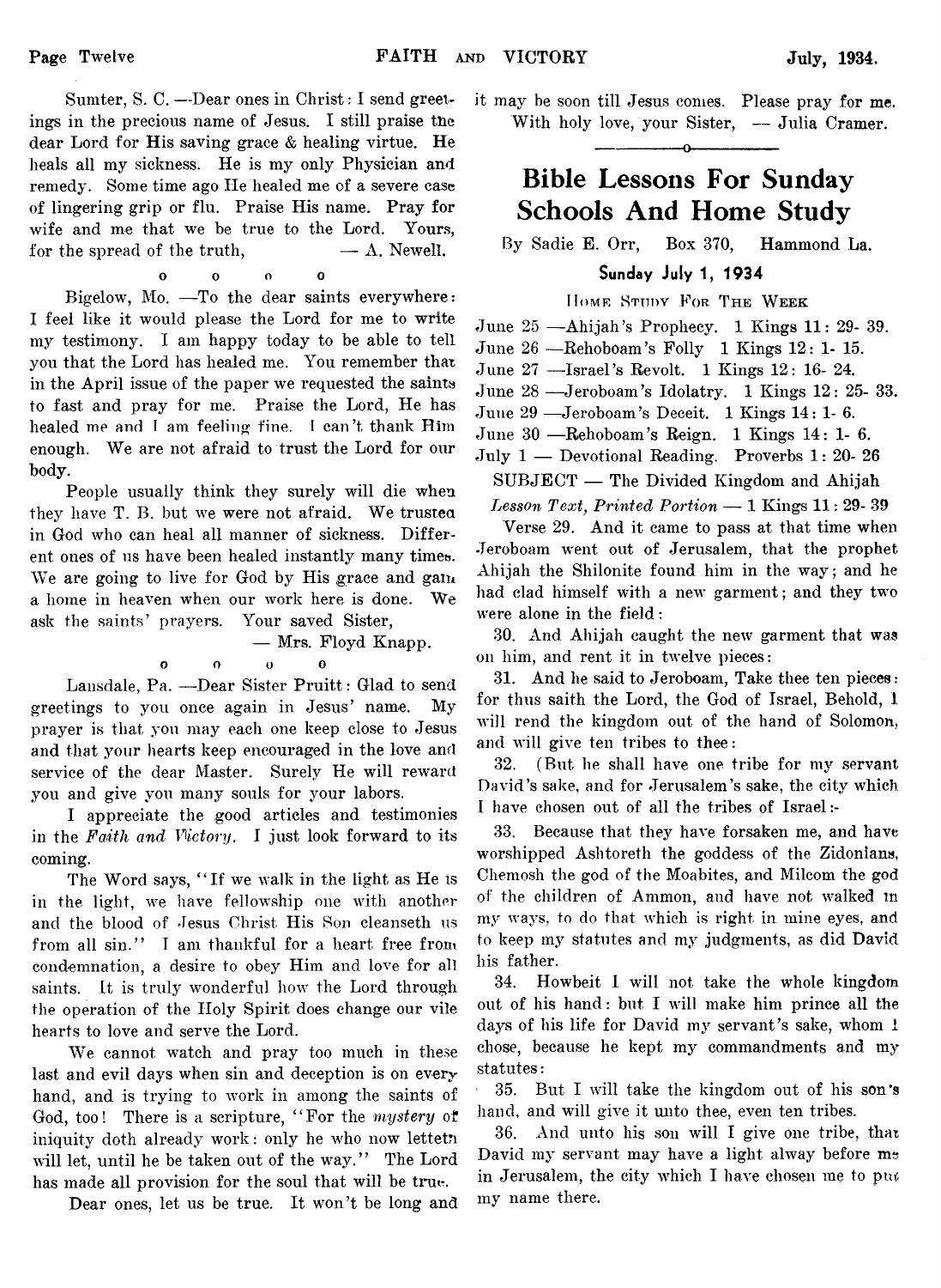Sumter, S. C. —Dear ones in Christ: I send greetings in the precious name of Jesus. I still praise the dear Lord for His saving grace & healing virtue. He heals all my sickness. He is my only Physician and remedy. Some time ago He healed me of a severe case of lingering grip or flu. Praise His name. Pray for wife and me that we be true to the Lord. Yours, for the spread of the truth, — A. Newell.

o o o o

Bigelow, Mo. —To the dear saints everywhere: I feel like it would please the Lord for me to write my testimony. I am happy today to be able to tell you that the Lord has healed me. You remember that in the April issue of the paper we requested the saints to fast and pray for me. Praise the Lord, He has healed me and I am feeling fine. I can't thank Him enough. We are not afraid to trust the Lord for our body.

People usually think they surely will die when they have T. B. but we were not afraid. We trusted in God who can heal all manner of sickness. Different ones of us have been healed instantly many times. We are going to live for God by His grace and gain a home in heaven when our work here is done. We ask the saints' prayers. Your saved Sister,

— Mrs. Floyd Knapp.

o o o o

Lansdale, Pa. —Dear Sister Pruitt: Glad to send greetings to you once again in Jesus' name. My prayer is that you may each one keep close to Jesus and that your hearts keep encouraged in the love and service of the dear Master. Surely He will reward you and give you many souls for your labors.

I appreciate the good articles and testimonies in the *Faith and Victory.* I just look forward to its coming.

The Word says, "If we walk in the light as He is in the light, we have fellowship one with another and the blood of Jesus Christ His Son cleanseth us from all sin." I am thankful for a heart free from condemnation, a desire to obey Him and love for all saints. It is truly wonderful how the Lord through the operation of the Holy Spirit does change our vile hearts to love and serve the Lord.

We cannot watch and pray too much in these last and evil days when sin and deception is on every hand, and is trying to work in among the saints of God, too! There is a scripture, "For the *mystery* of iniquity doth already work: only he who now letteth will let, until he be taken out of the way." The Lord has made all provision for the soul that will be true.

Dear ones, let us be true. It won't be long and it may be soon till Jesus comes. Please pray for me.

With holy love, your Sister, — Julia Cramer.

## Bible Lessons For Sunday Schools And Home Study

By Sadie E. Orr, Box 370, Hammond La.

### Sunday July 1, 1934

Home Study For The Week

June 25 —Ahijah's Prophecy. 1 Kings 11: 29- 39.
June 26 —Rehoboam's Folly 1 Kings 12: 1- 15.
June 27 —Israel's Revolt. 1 Kings 12: 16- 24.
June 28 —Jeroboam's Idolatry. 1 Kings 12: 25- 33.
June 29 —Jeroboam's Deceit. 1 Kings 14: 1- 6.
June 30 —Rehoboam's Reign. 1 Kings 14: 1- 6.
July 1 — Devotional Reading. Proverbs 1: 20- 26

SUBJECT — The Divided Kingdom and Ahijah

*Lesson Text, Printed Portion* — 1 Kings 11: 29- 39

Verse 29. And it came to pass at that time when Jeroboam went out of Jerusalem, that the prophet Ahijah the Shilonite found him in the way; and he had clad himself with a new garment; and they two were alone in the field:

30. And Ahijah caught the new garment that was on him, and rent it in twelve pieces:

31. And he said to Jeroboam, Take thee ten pieces: for thus saith the Lord, the God of Israel, Behold, I will rend the kingdom out of the hand of Solomon, and will give ten tribes to thee:

32. (But he shall have one tribe for my servant David's sake, and for Jerusalem's sake, the city which I have chosen out of all the tribes of Israel:-

33. Because that they have forsaken me, and have worshipped Ashtoreth the goddess of the Zidonians, Chemosh the god of the Moabites, and Milcom the god of the children of Ammon, and have not walked in my ways, to do that which is right in mine eyes, and to keep my statutes and my judgments, as did David his father.

34. Howbeit I will not take the whole kingdom out of his hand: but I will make him prince all the days of his life for David my servant's sake, whom I chose, because he kept my commandments and my statutes:

35. But I will take the kingdom out of his son's hand, and will give it unto thee, even ten tribes.

36. And unto his son will I give one tribe, that David my servant may have a light alway before me in Jerusalem, the city which I have chosen me to put my name there.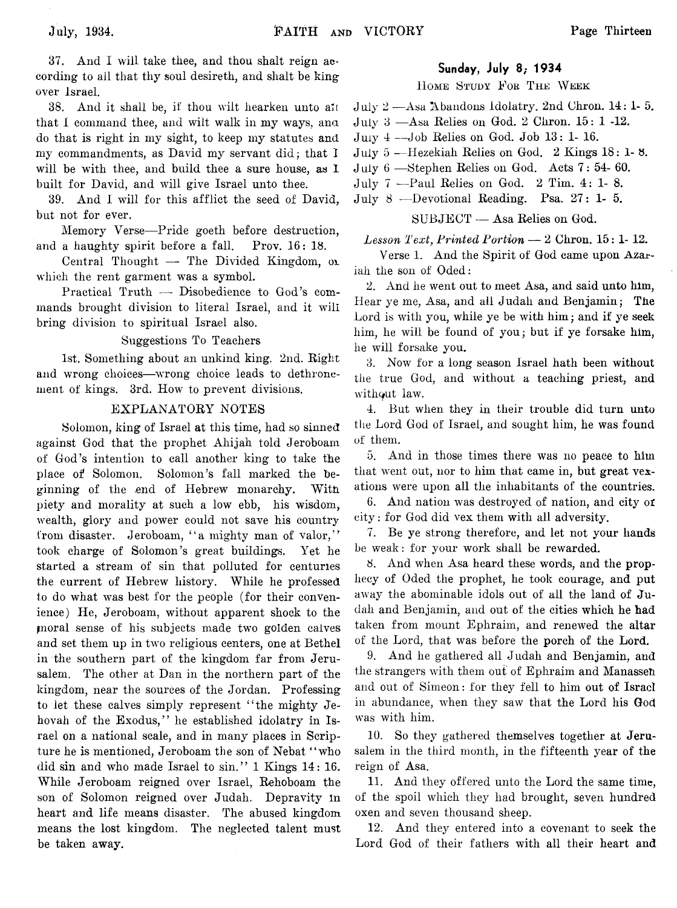37. And I will take thee, and thou shalt reign according to all that thy soul desireth, and shalt be king over Israel.

38. And it shall be, if thou wilt hearken unto all that I command thee, and wilt walk in my ways, and do that is right in my sight, to keep my statutes and my commandments, as David my servant did; that I will be with thee, and build thee a sure house, as I built for David, and will give Israel unto thee.

39. And I will for this afflict the seed of David, but not for ever.

Memory Verse—Pride goeth before destruction, and a haughty spirit before a fall. Prov. 16: 18.

Central Thought — The Divided Kingdom, of which the rent garment was a symbol.

Practical Truth — Disobedience to God's commands brought division to literal Israel, and it will bring division to spiritual Israel also.

Suggestions To Teachers

1st. Something about an unkind king. 2nd. Right and wrong choices—wrong choice leads to dethronement of kings. 3rd. How to prevent divisions.

## EXPLANATORY NOTES

Solomon, king of Israel at this time, had so sinned against God that the prophet Ahijah told Jeroboam of God's intention to call another king to take the place of Solomon. Solomon's fall marked the beginning of the end of Hebrew monarchy. With piety and morality at such a low ebb, his wisdom, wealth, glory and power could not save his country from disaster. Jeroboam, "a mighty man of valor," took charge of Solomon's great buildings. Yet he started a stream of sin that polluted for centuries the current of Hebrew history. While he professed to do what was best for the people (for their convenience) He, Jeroboam, without apparent shock to the moral sense of his subjects made two golden calves and set them up in two religious centers, one at Bethel in the southern part of the kingdom far from Jerusalem. The other at Dan in the northern part of the kingdom, near the sources of the Jordan. Professing to let these calves simply represent "the mighty Jehovah of the Exodus," he established idolatry in Israel on a national scale, and in many places in Scripture he is mentioned, Jeroboam the son of Nebat "who did sin and who made Israel to sin." 1 Kings 14: 16. While Jeroboam reigned over Israel, Rehoboam the son of Solomon reigned over Judah. Depravity in heart and life means disaster. The abused kingdom means the lost kingdom. The neglected talent must be taken away.

## Sunday, July 8, 1934

Home Study For The Week

July 2 —Asa Abandons Idolatry. 2nd Chron. 14: 1- 5.
July 3 —Asa Relies on God. 2 Chron. 15: 1 -12.
July 4 —Job Relies on God. Job 13: 1- 16.
July 5 —Hezekiah Relies on God. 2 Kings 18: 1- 8.
July 6 —Stephen Relies on God. Acts 7: 54- 60.
July 7 —Paul Relies on God. 2 Tim. 4: 1- 8.
July 8 —Devotional Reading. Psa. 27: 1- 5.

SUBJECT — Asa Relies on God.

*Lesson Text, Printed Portion* — 2 Chron. 15: 1- 12.

Verse 1. And the Spirit of God came upon Azariah the son of Oded:

2. And he went out to meet Asa, and said unto him, Hear ye me, Asa, and all Judah and Benjamin; The Lord is with you, while ye be with him; and if ye seek him, he will be found of you; but if ye forsake him, he will forsake you.

3. Now for a long season Israel hath been without the true God, and without a teaching priest, and without law.

4. But when they in their trouble did turn unto the Lord God of Israel, and sought him, he was found of them.

5. And in those times there was no peace to him that went out, nor to him that came in, but great vexations were upon all the inhabitants of the countries.

6. And nation was destroyed of nation, and city of city: for God did vex them with all adversity.

7. Be ye strong therefore, and let not your hands be weak: for your work shall be rewarded.

8. And when Asa heard these words, and the prophecy of Oded the prophet, he took courage, and put away the abominable idols out of all the land of Judah and Benjamin, and out of the cities which he had taken from mount Ephraim, and renewed the altar of the Lord, that was before the porch of the Lord.

9. And he gathered all Judah and Benjamin, and the strangers with them out of Ephraim and Manasseh and out of Simeon: for they fell to him out of Israel in abundance, when they saw that the Lord his God was with him.

10. So they gathered themselves together at Jerusalem in the third month, in the fifteenth year of the reign of Asa.

11. And they offered unto the Lord the same time, of the spoil which they had brought, seven hundred oxen and seven thousand sheep.

12. And they entered into a covenant to seek the Lord God of their fathers with all their heart and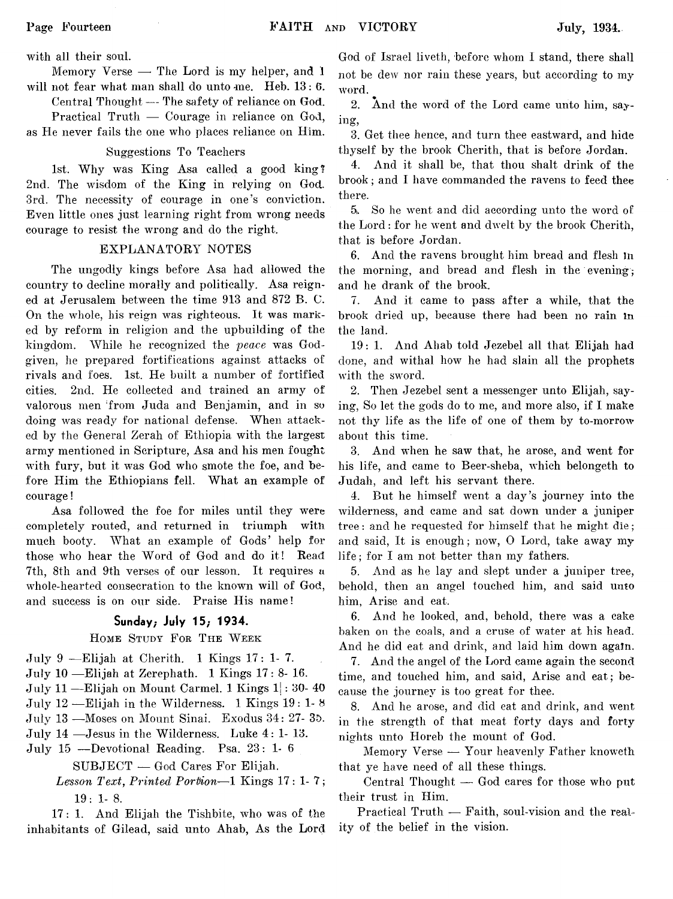with all their soul.

Memory Verse — The Lord is my helper, and I will not fear what man shall do unto me. Heb. 13: 6.

Central Thought — The safety of reliance on God.

Practical Truth — Courage in reliance on God, as He never fails the one who places reliance on Him.

Suggestions To Teachers

1st. Why was King Asa called a good king? 2nd. The wisdom of the King in relying on God. 3rd. The necessity of courage in one's conviction. Even little ones just learning right from wrong needs courage to resist the wrong and do the right.

### EXPLANATORY NOTES

The ungodly kings before Asa had allowed the country to decline morally and politically. Asa reigned at Jerusalem between the time 913 and 872 B. C. On the whole, his reign was righteous. It was marked by reform in religion and the upbuilding of the kingdom. While he recognized the *peace* was God-given, he prepared fortifications against attacks of rivals and foes. 1st. He built a number of fortified cities. 2nd. He collected and trained an army of valorous men from Juda and Benjamin, and in so doing was ready for national defense. When attacked by the General Zerah of Ethiopia with the largest army mentioned in Scripture, Asa and his men fought with fury, but it was God who smote the foe, and before Him the Ethiopians fell. What an example of courage!

Asa followed the foe for miles until they were completely routed, and returned in triumph with much booty. What an example of Gods' help for those who hear the Word of God and do it! Read 7th, 8th and 9th verses of our lesson. It requires a whole-hearted consecration to the known will of God, and success is on our side. Praise His name!

## Sunday, July 15, 1934.

Home Study For The Week

July 9 —Elijah at Cherith. 1 Kings 17: 1- 7.
July 10 —Elijah at Zerephath. 1 Kings 17: 8- 16.
July 11 —Elijah on Mount Carmel. 1 Kings 1|: 30- 40
July 12 —Elijah in the Wilderness. 1 Kings 19: 1- 8
July 13 —Moses on Mount Sinai. Exodus 34: 27- 35.
July 14 —Jesus in the Wilderness. Luke 4: 1- 13.
July 15 —Devotional Reading. Psa. 23: 1- 6

SUBJECT — God Cares For Elijah.

*Lesson Text, Printed Portion*—1 Kings 17: 1- 7; 19: 1- 8.

17: 1. And Elijah the Tishbite, who was of the inhabitants of Gilead, said unto Ahab, As the Lord God of Israel liveth, before whom I stand, there shall not be dew nor rain these years, but according to my word.

2. And the word of the Lord came unto him, saying,

3. Get thee hence, and turn thee eastward, and hide thyself by the brook Cherith, that is before Jordan.

4. And it shall be, that thou shalt drink of the brook; and I have commanded the ravens to feed thee there.

5. So he went and did according unto the word of the Lord: for he went and dwelt by the brook Cherith, that is before Jordan.

6. And the ravens brought him bread and flesh in the morning, and bread and flesh in the evening; and he drank of the brook.

7. And it came to pass after a while, that the brook dried up, because there had been no rain in the land.

19: 1. And Ahab told Jezebel all that Elijah had done, and withal how he had slain all the prophets with the sword.

2. Then Jezebel sent a messenger unto Elijah, saying, So let the gods do to me, and more also, if I make not thy life as the life of one of them by to-morrow about this time.

3. And when he saw that, he arose, and went for his life, and came to Beer-sheba, which belongeth to Judah, and left his servant there.

4. But he himself went a day's journey into the wilderness, and came and sat down under a juniper tree: and he requested for himself that he might die; and said, It is enough; now, O Lord, take away my life; for I am not better than my fathers.

5. And as he lay and slept under a juniper tree, behold, then an angel touched him, and said unto him, Arise and eat.

6. And he looked, and, behold, there was a cake baken on the coals, and a cruse of water at his head. And he did eat and drink, and laid him down again.

7. And the angel of the Lord came again the second time, and touched him, and said, Arise and eat; because the journey is too great for thee.

8. And he arose, and did eat and drink, and went in the strength of that meat forty days and forty nights unto Horeb the mount of God.

Memory Verse — Your heavenly Father knoweth that ye have need of all these things.

Central Thought — God cares for those who put their trust in Him.

Practical Truth — Faith, soul-vision and the reality of the belief in the vision.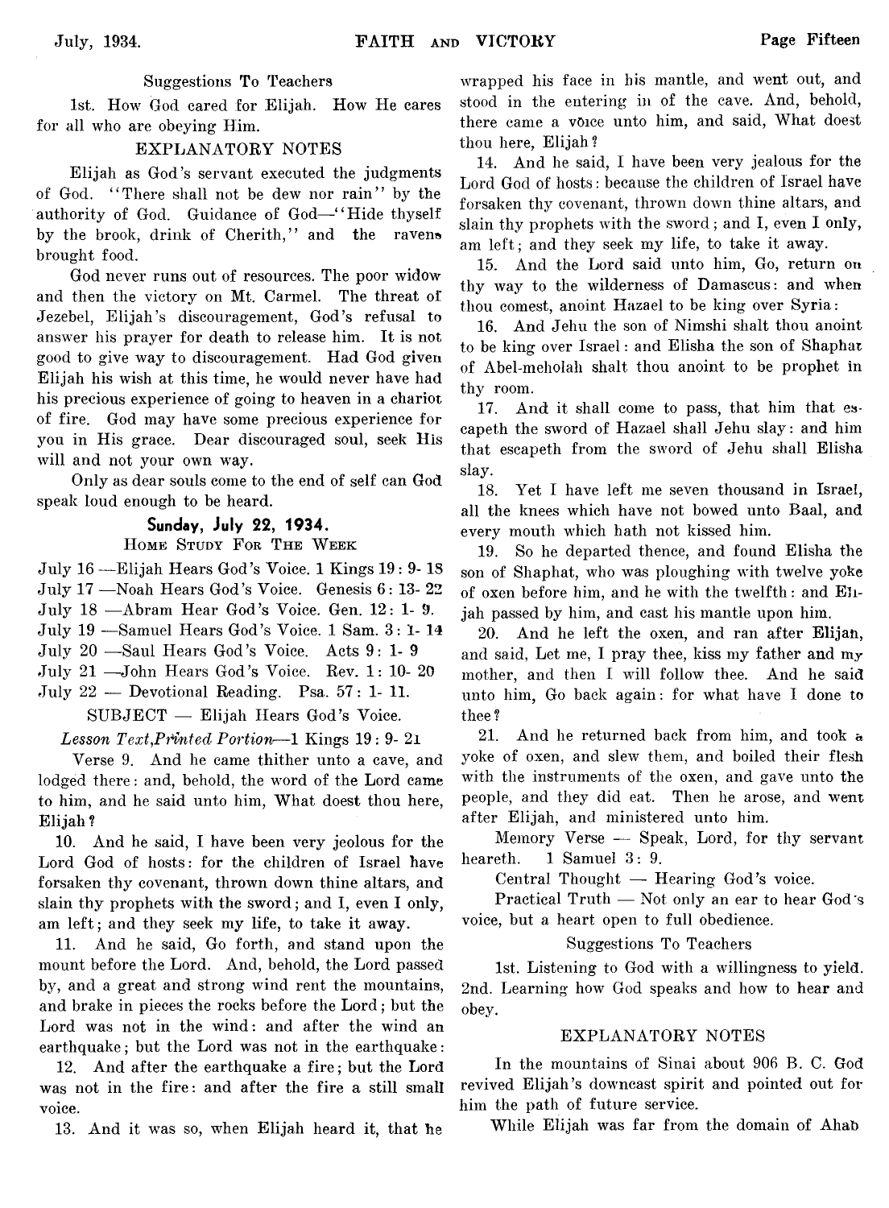Suggestions To Teachers

1st. How God cared for Elijah. How He cares for all who are obeying Him.

EXPLANATORY NOTES

Elijah as God's servant executed the judgments of God. "There shall not be dew nor rain" by the authority of God. Guidance of God—"Hide thyself by the brook, drink of Cherith," and the ravens brought food.

God never runs out of resources. The poor widow and then the victory on Mt. Carmel. The threat of Jezebel, Elijah's discouragement, God's refusal to answer his prayer for death to release him. It is not good to give way to discouragement. Had God given Elijah his wish at this time, he would never have had his precious experience of going to heaven in a chariot of fire. God may have some precious experience for you in His grace. Dear discouraged soul, seek His will and not your own way.

Only as dear souls come to the end of self can God speak loud enough to be heard.

## Sunday, July 22, 1934.

HOME STUDY FOR THE WEEK

July 16 —Elijah Hears God's Voice. 1 Kings 19: 9- 18
July 17 —Noah Hears God's Voice. Genesis 6: 13- 22
July 18 —Abram Hear God's Voice. Gen. 12: 1- 9.
July 19 —Samuel Hears God's Voice. 1 Sam. 3: 1- 14
July 20 —Saul Hears God's Voice. Acts 9: 1- 9
July 21 —John Hears God's Voice. Rev. 1: 10- 20
July 22 — Devotional Reading. Psa. 57: 1- 11.

SUBJECT — Elijah Hears God's Voice.

*Lesson Text, Printed Portion*—1 Kings 19: 9- 21

Verse 9. And he came thither unto a cave, and lodged there: and, behold, the word of the Lord came to him, and he said unto him, What doest thou here, Elijah?

10. And he said, I have been very jeolous for the Lord God of hosts: for the children of Israel have forsaken thy covenant, thrown down thine altars, and slain thy prophets with the sword; and I, even I only, am left; and they seek my life, to take it away.

11. And he said, Go forth, and stand upon the mount before the Lord. And, behold, the Lord passed by, and a great and strong wind rent the mountains, and brake in pieces the rocks before the Lord; but the Lord was not in the wind: and after the wind an earthquake; but the Lord was not in the earthquake:

12. And after the earthquake a fire; but the Lord was not in the fire: and after the fire a still small voice.

13. And it was so, when Elijah heard it, that he wrapped his face in his mantle, and went out, and stood in the entering in of the cave. And, behold, there came a voice unto him, and said, What doest thou here, Elijah?

14. And he said, I have been very jealous for the Lord God of hosts: because the children of Israel have forsaken thy covenant, thrown down thine altars, and slain thy prophets with the sword; and I, even I only, am left; and they seek my life, to take it away.

15. And the Lord said unto him, Go, return on thy way to the wilderness of Damascus: and when thou comest, anoint Hazael to be king over Syria:

16. And Jehu the son of Nimshi shalt thou anoint to be king over Israel: and Elisha the son of Shaphat of Abel-meholah shalt thou anoint to be prophet in thy room.

17. And it shall come to pass, that him that escapeth the sword of Hazael shall Jehu slay: and him that escapeth from the sword of Jehu shall Elisha slay.

18. Yet I have left me seven thousand in Israel, all the knees which have not bowed unto Baal, and every mouth which hath not kissed him.

19. So he departed thence, and found Elisha the son of Shaphat, who was ploughing with twelve yoke of oxen before him, and he with the twelfth: and Elijah passed by him, and cast his mantle upon him.

20. And he left the oxen, and ran after Elijah, and said, Let me, I pray thee, kiss my father and my mother, and then I will follow thee. And he said unto him, Go back again: for what have I done to thee?

21. And he returned back from him, and took a yoke of oxen, and slew them, and boiled their flesh with the instruments of the oxen, and gave unto the people, and they did eat. Then he arose, and went after Elijah, and ministered unto him.

Memory Verse — Speak, Lord, for thy servant heareth. 1 Samuel 3: 9.

Central Thought — Hearing God's voice.

Practical Truth — Not only an ear to hear God's voice, but a heart open to full obedience.

Suggestions To Teachers

1st. Listening to God with a willingness to yield. 2nd. Learning how God speaks and how to hear and obey.

EXPLANATORY NOTES

In the mountains of Sinai about 906 B. C. God revived Elijah's downcast spirit and pointed out for him the path of future service.

While Elijah was far from the domain of Ahab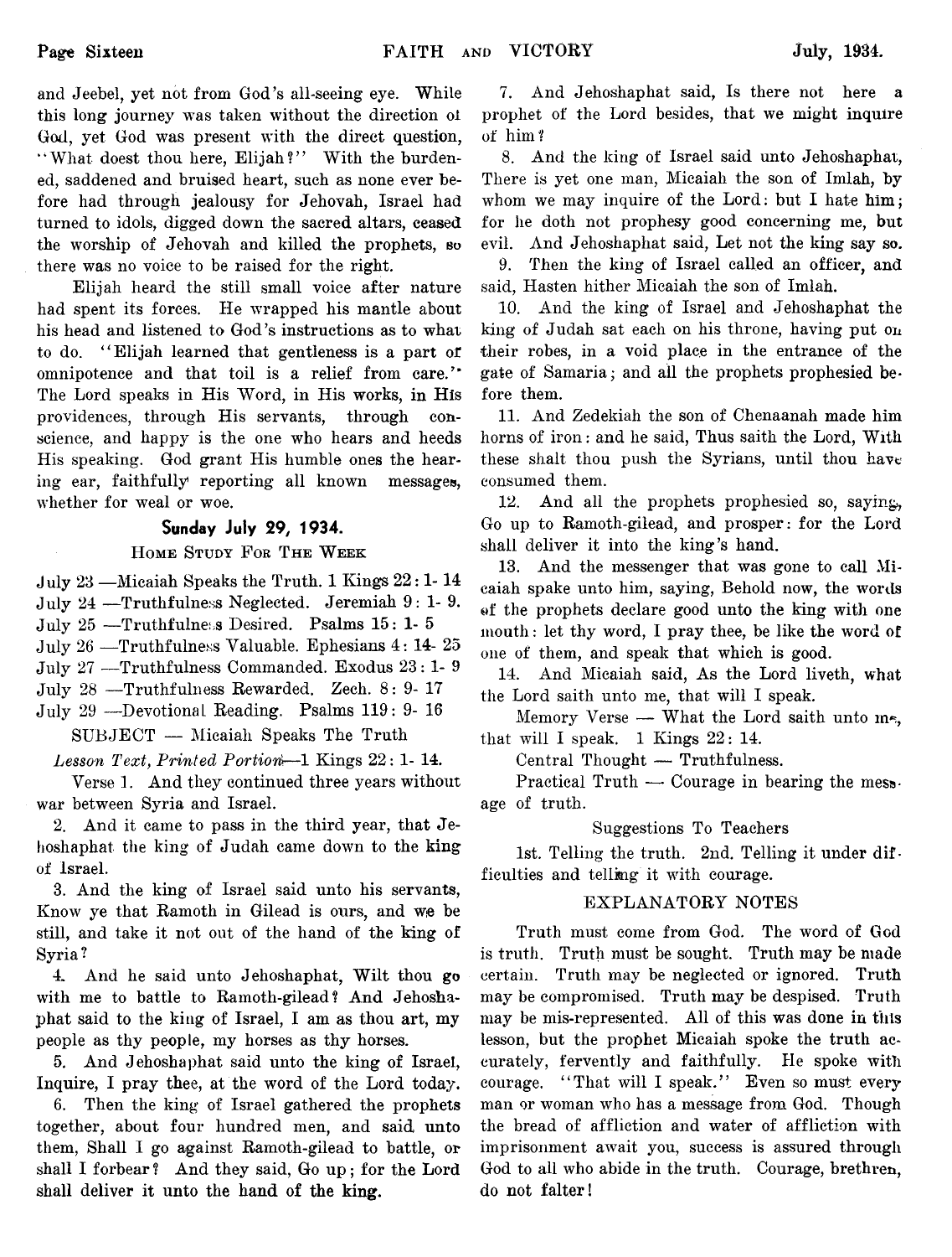and Jeebel, yet not from God's all-seeing eye. While this long journey was taken without the direction of God, yet God was present with the direct question, "What doest thou here, Elijah?" With the burdened, saddened and bruised heart, such as none ever before had through jealousy for Jehovah, Israel had turned to idols, digged down the sacred altars, ceased the worship of Jehovah and killed the prophets, so there was no voice to be raised for the right.

Elijah heard the still small voice after nature had spent its forces. He wrapped his mantle about his head and listened to God's instructions as to what to do. "Elijah learned that gentleness is a part of omnipotence and that toil is a relief from care." The Lord speaks in His Word, in His works, in His providences, through His servants, through conscience, and happy is the one who hears and heeds His speaking. God grant His humble ones the hearing ear, faithfully reporting all known messages, whether for weal or woe.

## Sunday July 29, 1934.

### Home Study For The Week

July 23 —Micaiah Speaks the Truth. 1 Kings 22: 1- 14
July 24 —Truthfulness Neglected. Jeremiah 9: 1- 9.
July 25 —Truthfulness Desired. Psalms 15: 1- 5
July 26 —Truthfulness Valuable. Ephesians 4: 14- 25
July 27 —Truthfulness Commanded. Exodus 23: 1- 9
July 28 —Truthfulness Rewarded. Zech. 8: 9- 17
July 29 —Devotional Reading. Psalms 119: 9- 16

SUBJECT — Micaiah Speaks The Truth

*Lesson Text, Printed Portion*—1 Kings 22: 1- 14.

Verse 1. And they continued three years without war between Syria and Israel.

2. And it came to pass in the third year, that Jehoshaphat the king of Judah came down to the king of Israel.

3. And the king of Israel said unto his servants, Know ye that Ramoth in Gilead is ours, and we be still, and take it not out of the hand of the king of Syria?

4. And he said unto Jehoshaphat, Wilt thou go with me to battle to Ramoth-gilead? And Jehoshaphat said to the king of Israel, I am as thou art, my people as thy people, my horses as thy horses.

5. And Jehoshaphat said unto the king of Israel, Inquire, I pray thee, at the word of the Lord today.

6. Then the king of Israel gathered the prophets together, about four hundred men, and said unto them, Shall I go against Ramoth-gilead to battle, or shall I forbear? And they said, Go up; for the Lord shall deliver it unto the hand of the king.

7. And Jehoshaphat said, Is there not here a prophet of the Lord besides, that we might inquire of him?

8. And the king of Israel said unto Jehoshaphat, There is yet one man, Micaiah the son of Imlah, by whom we may inquire of the Lord: but I hate him; for he doth not prophesy good concerning me, but evil. And Jehoshaphat said, Let not the king say so.

9. Then the king of Israel called an officer, and said, Hasten hither Micaiah the son of Imlah.

10. And the king of Israel and Jehoshaphat the king of Judah sat each on his throne, having put on their robes, in a void place in the entrance of the gate of Samaria; and all the prophets prophesied before them.

11. And Zedekiah the son of Chenaanah made him horns of iron: and he said, Thus saith the Lord, With these shalt thou push the Syrians, until thou have consumed them.

12. And all the prophets prophesied so, saying, Go up to Ramoth-gilead, and prosper: for the Lord shall deliver it into the king's hand.

13. And the messenger that was gone to call Micaiah spake unto him, saying, Behold now, the words of the prophets declare good unto the king with one mouth: let thy word, I pray thee, be like the word of one of them, and speak that which is good.

14. And Micaiah said, As the Lord liveth, what the Lord saith unto me, that will I speak.

Memory Verse — What the Lord saith unto me, that will I speak. 1 Kings 22: 14.

Central Thought — Truthfulness.

Practical Truth — Courage in bearing the message of truth.

Suggestions To Teachers

1st. Telling the truth. 2nd. Telling it under difficulties and telling it with courage.

EXPLANATORY NOTES

Truth must come from God. The word of God is truth. Truth must be sought. Truth may be made certain. Truth may be neglected or ignored. Truth may be compromised. Truth may be despised. Truth may be mis-represented. All of this was done in this lesson, but the prophet Micaiah spoke the truth accurately, fervently and faithfully. He spoke with courage. "That will I speak." Even so must every man or woman who has a message from God. Though the bread of affliction and water of affliction with imprisonment await you, success is assured through God to all who abide in the truth. Courage, brethren, do not falter!